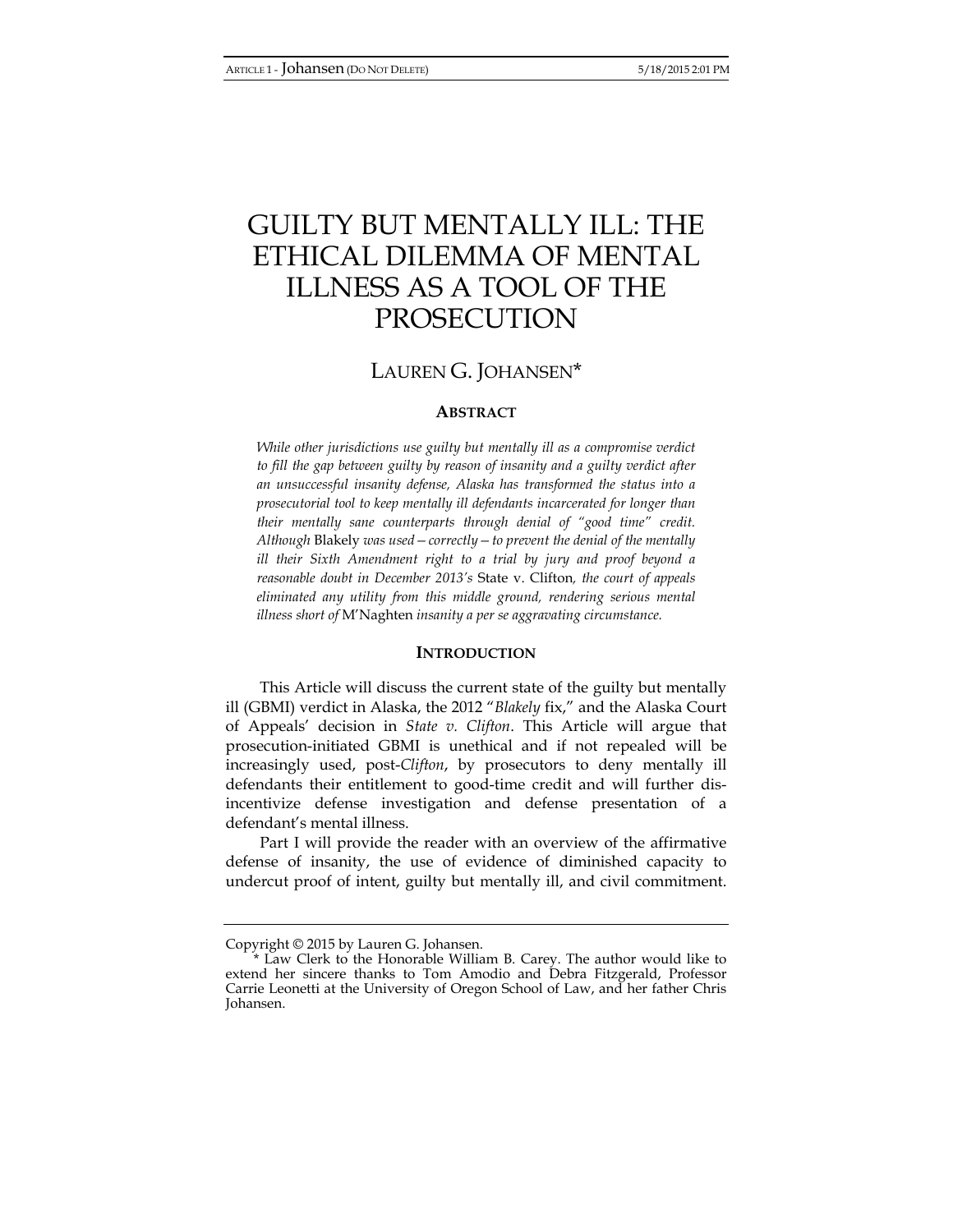# GUILTY BUT MENTALLY ILL: THE ETHICAL DILEMMA OF MENTAL ILLNESS AS A TOOL OF THE PROSECUTION

LAUREN G. JOHANSEN*

## ABSTRACT

*While other jurisdictions use guilty but mentally ill as a compromise verdict to fill the gap between guilty by reason of insanity and a guilty verdict after an unsuccessful insanity defense, Alaska has transformed the status into a prosecutorial tool to keep mentally ill defendants incarcerated for longer than their mentally sane counterparts through denial of "good time" credit. Although* Blakely *was used—correctly—to prevent the denial of the mentally ill their Sixth Amendment right to a trial by jury and proof beyond a reasonable doubt in December 2013's* State v. Clifton*, the court of appeals eliminated any utility from this middle ground, rendering serious mental illness short of* M'Naghten *insanity a per se aggravating circumstance.*

## INTRODUCTION

This Article will discuss the current state of the guilty but mentally ill (GBMI) verdict in Alaska, the 2012 "*Blakely* fix," and the Alaska Court of Appeals' decision in *State v. Clifton*. This Article will argue that prosecution-initiated GBMI is unethical and if not repealed will be increasingly used, post-*Clifton*, by prosecutors to deny mentally ill defendants their entitlement to good-time credit and will further dis-incentivize defense investigation and defense presentation of a defendant's mental illness.

Part I will provide the reader with an overview of the affirmative defense of insanity, the use of evidence of diminished capacity to undercut proof of intent, guilty but mentally ill, and civil commitment.

---

Copyright © 2015 by Lauren G. Johansen.

\* Law Clerk to the Honorable William B. Carey. The author would like to extend her sincere thanks to Tom Amodio and Debra Fitzgerald, Professor Carrie Leonetti at the University of Oregon School of Law, and her father Chris Johansen.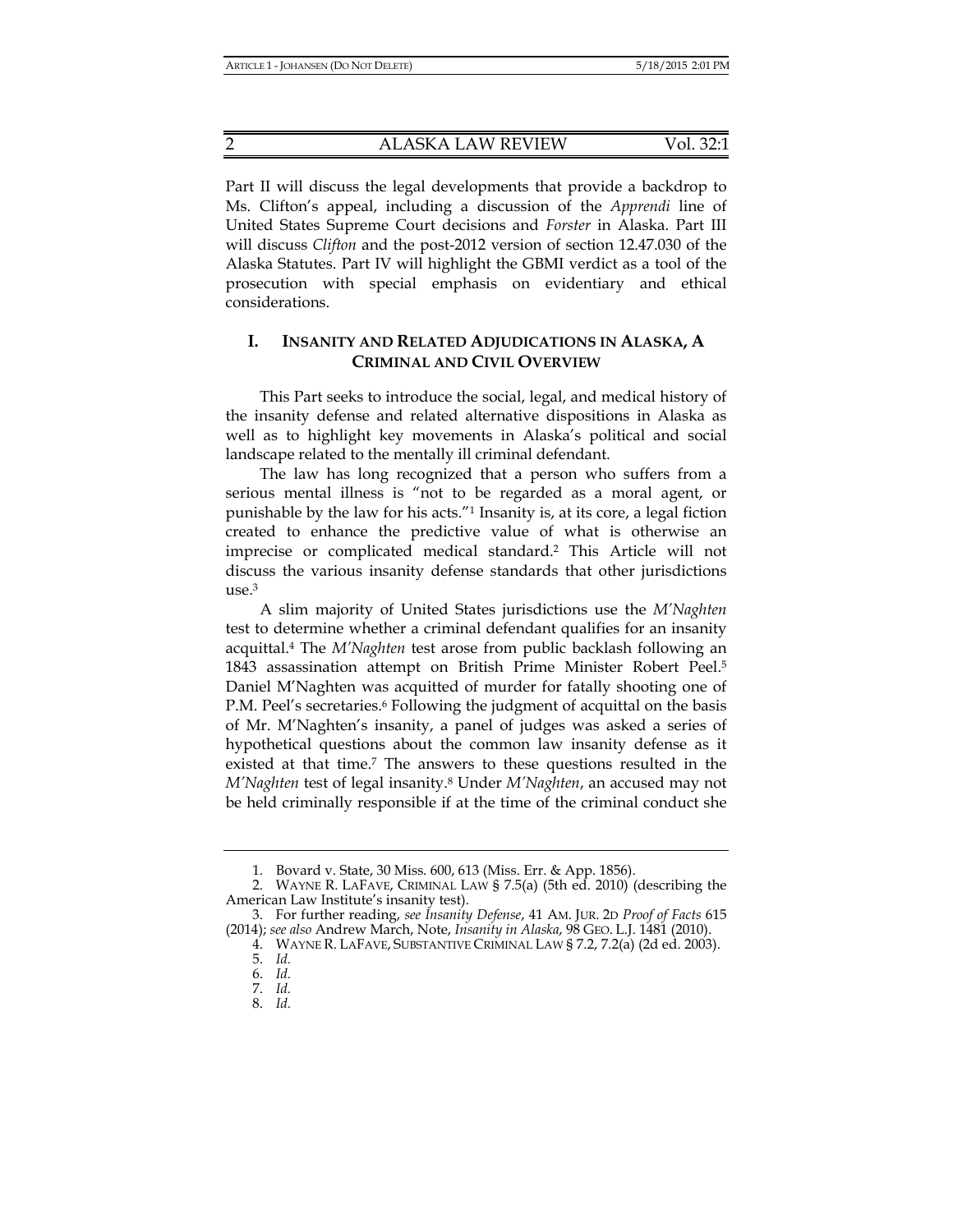Part II will discuss the legal developments that provide a backdrop to Ms. Clifton's appeal, including a discussion of the *Apprendi* line of United States Supreme Court decisions and *Forster* in Alaska. Part III will discuss *Clifton* and the post-2012 version of section 12.47.030 of the Alaska Statutes. Part IV will highlight the GBMI verdict as a tool of the prosecution with special emphasis on evidentiary and ethical considerations.

## I. INSANITY AND RELATED ADJUDICATIONS IN ALASKA, A CRIMINAL AND CIVIL OVERVIEW

This Part seeks to introduce the social, legal, and medical history of the insanity defense and related alternative dispositions in Alaska as well as to highlight key movements in Alaska's political and social landscape related to the mentally ill criminal defendant.

The law has long recognized that a person who suffers from a serious mental illness is "not to be regarded as a moral agent, or punishable by the law for his acts."[1] Insanity is, at its core, a legal fiction created to enhance the predictive value of what is otherwise an imprecise or complicated medical standard.[2] This Article will not discuss the various insanity defense standards that other jurisdictions use.[3]

A slim majority of United States jurisdictions use the *M'Naghten* test to determine whether a criminal defendant qualifies for an insanity acquittal.[4] The *M'Naghten* test arose from public backlash following an 1843 assassination attempt on British Prime Minister Robert Peel.[5] Daniel M'Naghten was acquitted of murder for fatally shooting one of P.M. Peel's secretaries.[6] Following the judgment of acquittal on the basis of Mr. M'Naghten's insanity, a panel of judges was asked a series of hypothetical questions about the common law insanity defense as it existed at that time.[7] The answers to these questions resulted in the *M'Naghten* test of legal insanity.[8] Under *M'Naghten*, an accused may not be held criminally responsible if at the time of the criminal conduct she

---

1. Bovard v. State, 30 Miss. 600, 613 (Miss. Err. & App. 1856).
2. WAYNE R. LAFAVE, CRIMINAL LAW § 7.5(a) (5th ed. 2010) (describing the American Law Institute's insanity test).
3. For further reading, *see Insanity Defense*, 41 AM. JUR. 2D *Proof of Facts* 615 (2014); *see also* Andrew March, Note, *Insanity in Alaska*, 98 GEO. L.J. 1481 (2010).
4. WAYNE R. LAFAVE, SUBSTANTIVE CRIMINAL LAW § 7.2, 7.2(a) (2d ed. 2003).
5. *Id.*
6. *Id.*
7. *Id.*
8. *Id.*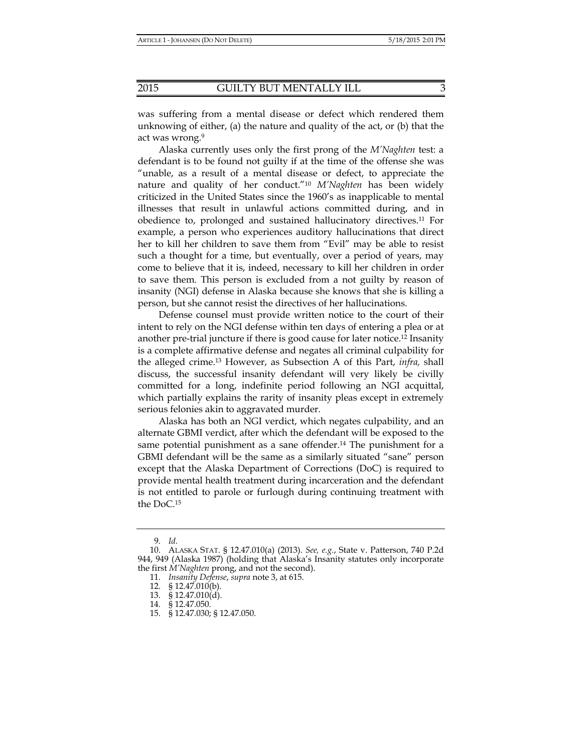was suffering from a mental disease or defect which rendered them unknowing of either, (a) the nature and quality of the act, or (b) that the act was wrong.[9]

Alaska currently uses only the first prong of the *M'Naghten* test: a defendant is to be found not guilty if at the time of the offense she was "unable, as a result of a mental disease or defect, to appreciate the nature and quality of her conduct."[10] *M'Naghten* has been widely criticized in the United States since the 1960's as inapplicable to mental illnesses that result in unlawful actions committed during, and in obedience to, prolonged and sustained hallucinatory directives.[11] For example, a person who experiences auditory hallucinations that direct her to kill her children to save them from "Evil" may be able to resist such a thought for a time, but eventually, over a period of years, may come to believe that it is, indeed, necessary to kill her children in order to save them. This person is excluded from a not guilty by reason of insanity (NGI) defense in Alaska because she knows that she is killing a person, but she cannot resist the directives of her hallucinations.

Defense counsel must provide written notice to the court of their intent to rely on the NGI defense within ten days of entering a plea or at another pre-trial juncture if there is good cause for later notice.[12] Insanity is a complete affirmative defense and negates all criminal culpability for the alleged crime.[13] However, as Subsection A of this Part, *infra,* shall discuss, the successful insanity defendant will very likely be civilly committed for a long, indefinite period following an NGI acquittal, which partially explains the rarity of insanity pleas except in extremely serious felonies akin to aggravated murder.

Alaska has both an NGI verdict, which negates culpability, and an alternate GBMI verdict, after which the defendant will be exposed to the same potential punishment as a sane offender.[14] The punishment for a GBMI defendant will be the same as a similarly situated "sane" person except that the Alaska Department of Corrections (DoC) is required to provide mental health treatment during incarceration and the defendant is not entitled to parole or furlough during continuing treatment with the DoC.[15]

---

9. *Id.*

10. ALASKA STAT. § 12.47.010(a) (2013). *See, e.g.*, State v. Patterson, 740 P.2d 944, 949 (Alaska 1987) (holding that Alaska's Insanity statutes only incorporate the first *M'Naghten* prong, and not the second).

11. *Insanity Defense*, *supra* note 3, at 615.

12. § 12.47.010(b).

13. § 12.47.010(d).

14. § 12.47.050.

15. § 12.47.030; § 12.47.050.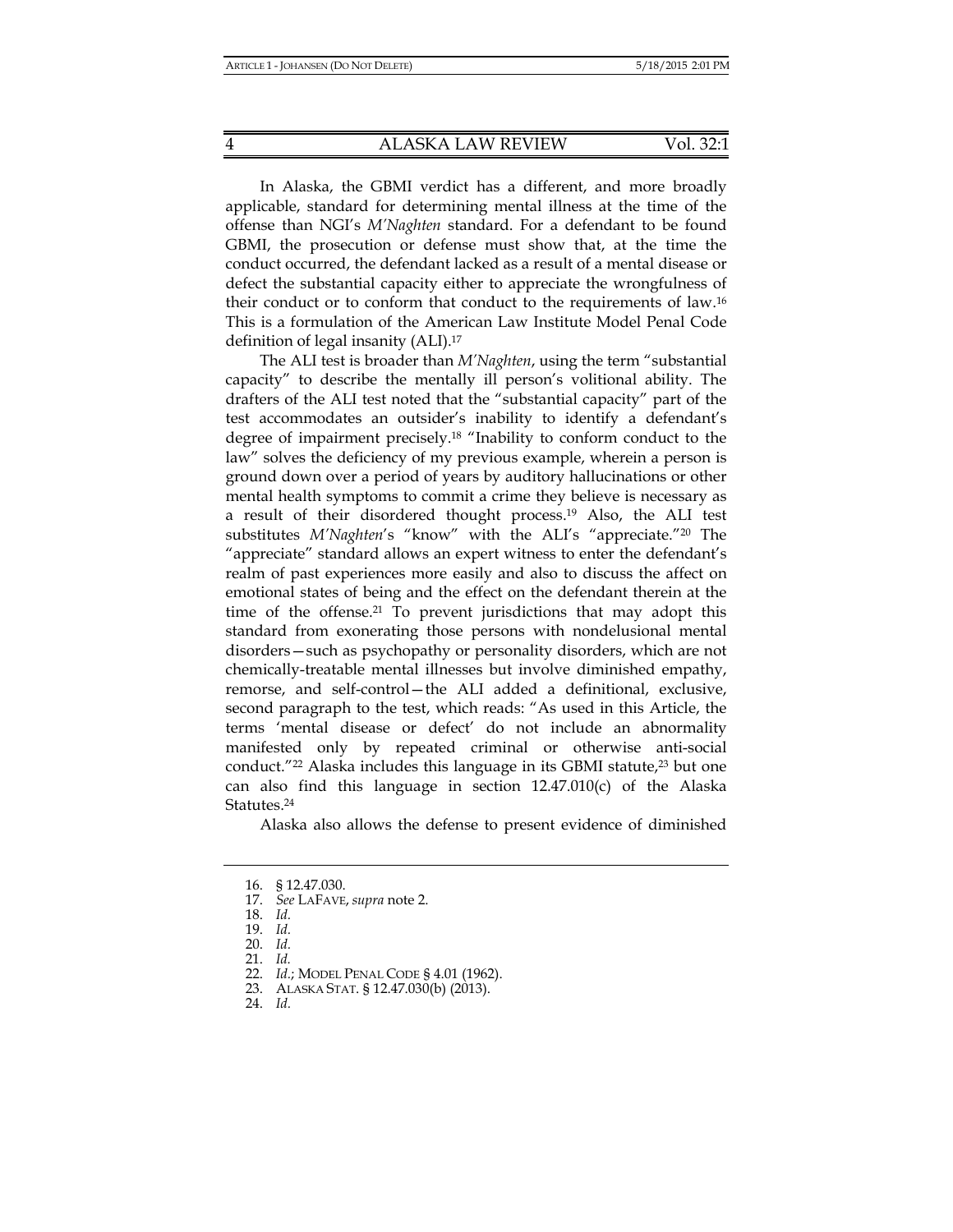In Alaska, the GBMI verdict has a different, and more broadly applicable, standard for determining mental illness at the time of the offense than NGI's *M'Naghten* standard. For a defendant to be found GBMI, the prosecution or defense must show that, at the time the conduct occurred, the defendant lacked as a result of a mental disease or defect the substantial capacity either to appreciate the wrongfulness of their conduct or to conform that conduct to the requirements of law.[16] This is a formulation of the American Law Institute Model Penal Code definition of legal insanity (ALI).[17]

The ALI test is broader than *M'Naghten*, using the term "substantial capacity" to describe the mentally ill person's volitional ability. The drafters of the ALI test noted that the "substantial capacity" part of the test accommodates an outsider's inability to identify a defendant's degree of impairment precisely.[18] "Inability to conform conduct to the law" solves the deficiency of my previous example, wherein a person is ground down over a period of years by auditory hallucinations or other mental health symptoms to commit a crime they believe is necessary as a result of their disordered thought process.[19] Also, the ALI test substitutes *M'Naghten*'s "know" with the ALI's "appreciate."[20] The "appreciate" standard allows an expert witness to enter the defendant's realm of past experiences more easily and also to discuss the affect on emotional states of being and the effect on the defendant therein at the time of the offense.[21] To prevent jurisdictions that may adopt this standard from exonerating those persons with nondelusional mental disorders—such as psychopathy or personality disorders, which are not chemically-treatable mental illnesses but involve diminished empathy, remorse, and self-control—the ALI added a definitional, exclusive, second paragraph to the test, which reads: "As used in this Article, the terms 'mental disease or defect' do not include an abnormality manifested only by repeated criminal or otherwise anti-social conduct."[22] Alaska includes this language in its GBMI statute,[23] but one can also find this language in section 12.47.010(c) of the Alaska Statutes.[24]

Alaska also allows the defense to present evidence of diminished

---

16. § 12.47.030.
17. *See* LAFAVE, *supra* note 2.
18. *Id.*
19. *Id.*
20. *Id.*
21. *Id.*
22. *Id.*; MODEL PENAL CODE § 4.01 (1962).
23. ALASKA STAT. § 12.47.030(b) (2013).
24. *Id.*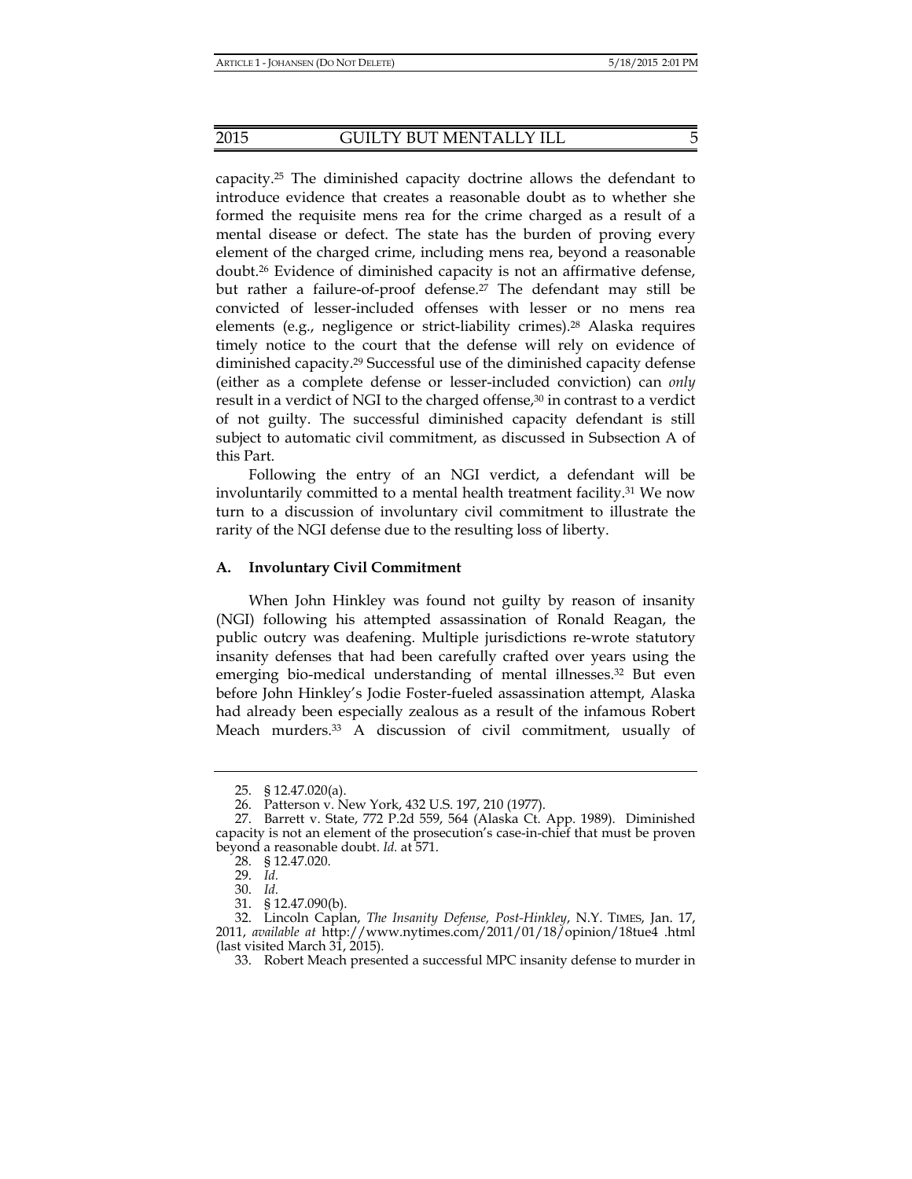capacity.[25] The diminished capacity doctrine allows the defendant to introduce evidence that creates a reasonable doubt as to whether she formed the requisite mens rea for the crime charged as a result of a mental disease or defect. The state has the burden of proving every element of the charged crime, including mens rea, beyond a reasonable doubt.[26] Evidence of diminished capacity is not an affirmative defense, but rather a failure-of-proof defense.[27] The defendant may still be convicted of lesser-included offenses with lesser or no mens rea elements (e.g., negligence or strict-liability crimes).[28] Alaska requires timely notice to the court that the defense will rely on evidence of diminished capacity.[29] Successful use of the diminished capacity defense (either as a complete defense or lesser-included conviction) can *only* result in a verdict of NGI to the charged offense,[30] in contrast to a verdict of not guilty. The successful diminished capacity defendant is still subject to automatic civil commitment, as discussed in Subsection A of this Part.

Following the entry of an NGI verdict, a defendant will be involuntarily committed to a mental health treatment facility.[31] We now turn to a discussion of involuntary civil commitment to illustrate the rarity of the NGI defense due to the resulting loss of liberty.

### A. Involuntary Civil Commitment

When John Hinkley was found not guilty by reason of insanity (NGI) following his attempted assassination of Ronald Reagan, the public outcry was deafening. Multiple jurisdictions re-wrote statutory insanity defenses that had been carefully crafted over years using the emerging bio-medical understanding of mental illnesses.[32] But even before John Hinkley's Jodie Foster-fueled assassination attempt, Alaska had already been especially zealous as a result of the infamous Robert Meach murders.[33] A discussion of civil commitment, usually of

---

25. § 12.47.020(a).

26. Patterson v. New York, 432 U.S. 197, 210 (1977).

27. Barrett v. State, 772 P.2d 559, 564 (Alaska Ct. App. 1989). Diminished capacity is not an element of the prosecution's case-in-chief that must be proven beyond a reasonable doubt. *Id.* at 571.

28. § 12.47.020.

29. *Id.*

30. *Id.*

31. § 12.47.090(b).

32. Lincoln Caplan, *The Insanity Defense, Post-Hinkley*, N.Y. TIMES, Jan. 17, 2011, *available at* http://www.nytimes.com/2011/01/18/opinion/18tue4 .html (last visited March 31, 2015).

33. Robert Meach presented a successful MPC insanity defense to murder in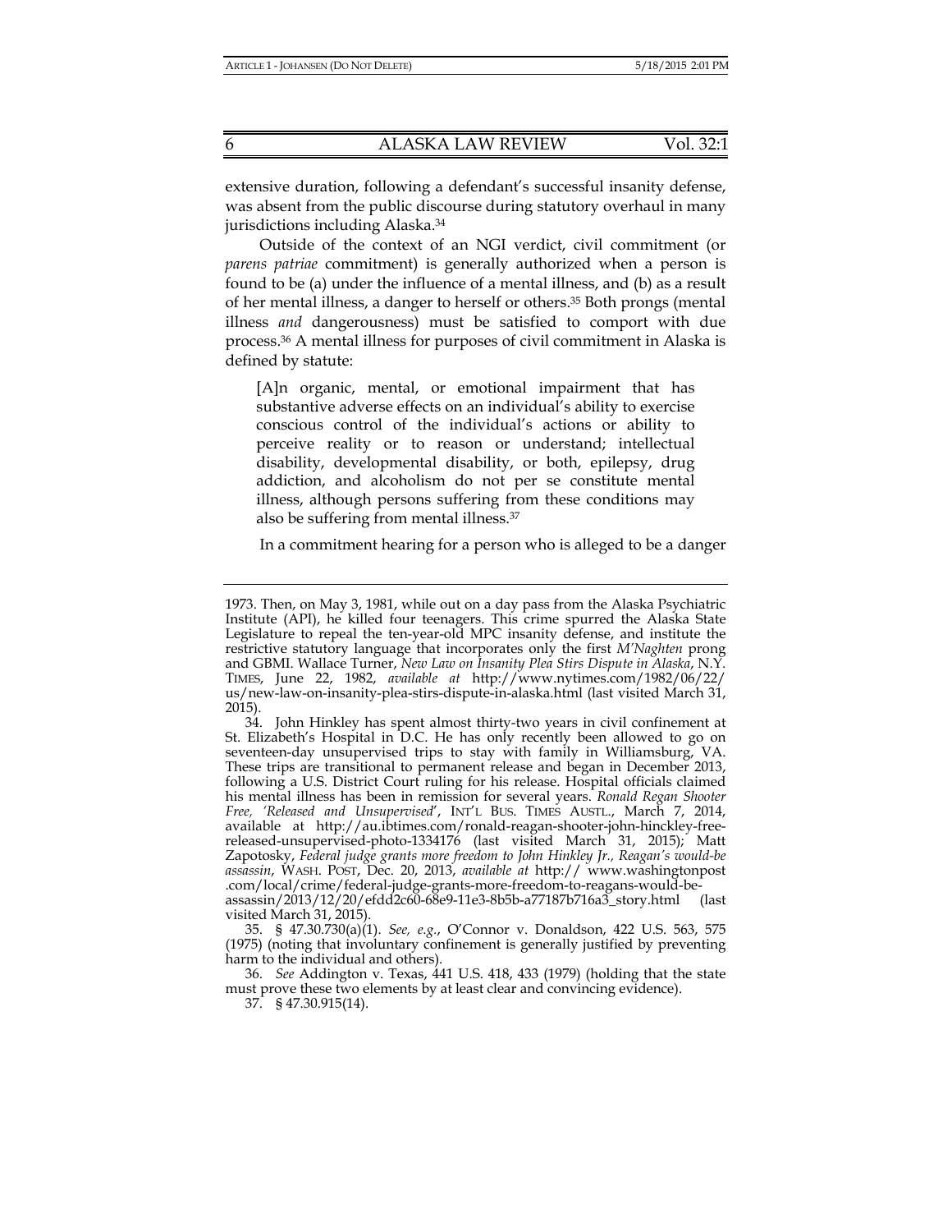extensive duration, following a defendant's successful insanity defense, was absent from the public discourse during statutory overhaul in many jurisdictions including Alaska.[34]

Outside of the context of an NGI verdict, civil commitment (or *parens patriae* commitment) is generally authorized when a person is found to be (a) under the influence of a mental illness, and (b) as a result of her mental illness, a danger to herself or others.[35] Both prongs (mental illness *and* dangerousness) must be satisfied to comport with due process.[36] A mental illness for purposes of civil commitment in Alaska is defined by statute:

> [A]n organic, mental, or emotional impairment that has substantive adverse effects on an individual's ability to exercise conscious control of the individual's actions or ability to perceive reality or to reason or understand; intellectual disability, developmental disability, or both, epilepsy, drug addiction, and alcoholism do not per se constitute mental illness, although persons suffering from these conditions may also be suffering from mental illness.[37]

In a commitment hearing for a person who is alleged to be a danger

---

1973. Then, on May 3, 1981, while out on a day pass from the Alaska Psychiatric Institute (API), he killed four teenagers. This crime spurred the Alaska State Legislature to repeal the ten-year-old MPC insanity defense, and institute the restrictive statutory language that incorporates only the first *M'Naghten* prong and GBMI. Wallace Turner, *New Law on Insanity Plea Stirs Dispute in Alaska*, N.Y. TIMES, June 22, 1982, *available at* http://www.nytimes.com/1982/06/22/us/new-law-on-insanity-plea-stirs-dispute-in-alaska.html (last visited March 31, 2015).

34. John Hinkley has spent almost thirty-two years in civil confinement at St. Elizabeth's Hospital in D.C. He has only recently been allowed to go on seventeen-day unsupervised trips to stay with family in Williamsburg, VA. These trips are transitional to permanent release and began in December 2013, following a U.S. District Court ruling for his release. Hospital officials claimed his mental illness has been in remission for several years. *Ronald Regan Shooter Free, 'Released and Unsupervised'*, INT'L BUS. TIMES AUSTL., March 7, 2014, available at http://au.ibtimes.com/ronald-reagan-shooter-john-hinckley-free-released-unsupervised-photo-1334176 (last visited March 31, 2015); Matt Zapotosky, *Federal judge grants more freedom to John Hinkley Jr., Reagan's would-be assassin*, WASH. POST, Dec. 20, 2013, *available at* http:// www.washingtonpost.com/local/crime/federal-judge-grants-more-freedom-to-reagans-would-be-assassin/2013/12/20/efdd2c60-68e9-11e3-8b5b-a77187b716a3_story.html (last visited March 31, 2015).

35. § 47.30.730(a)(1). *See, e.g.*, O'Connor v. Donaldson, 422 U.S. 563, 575 (1975) (noting that involuntary confinement is generally justified by preventing harm to the individual and others).

36. *See* Addington v. Texas, 441 U.S. 418, 433 (1979) (holding that the state must prove these two elements by at least clear and convincing evidence).

37. § 47.30.915(14).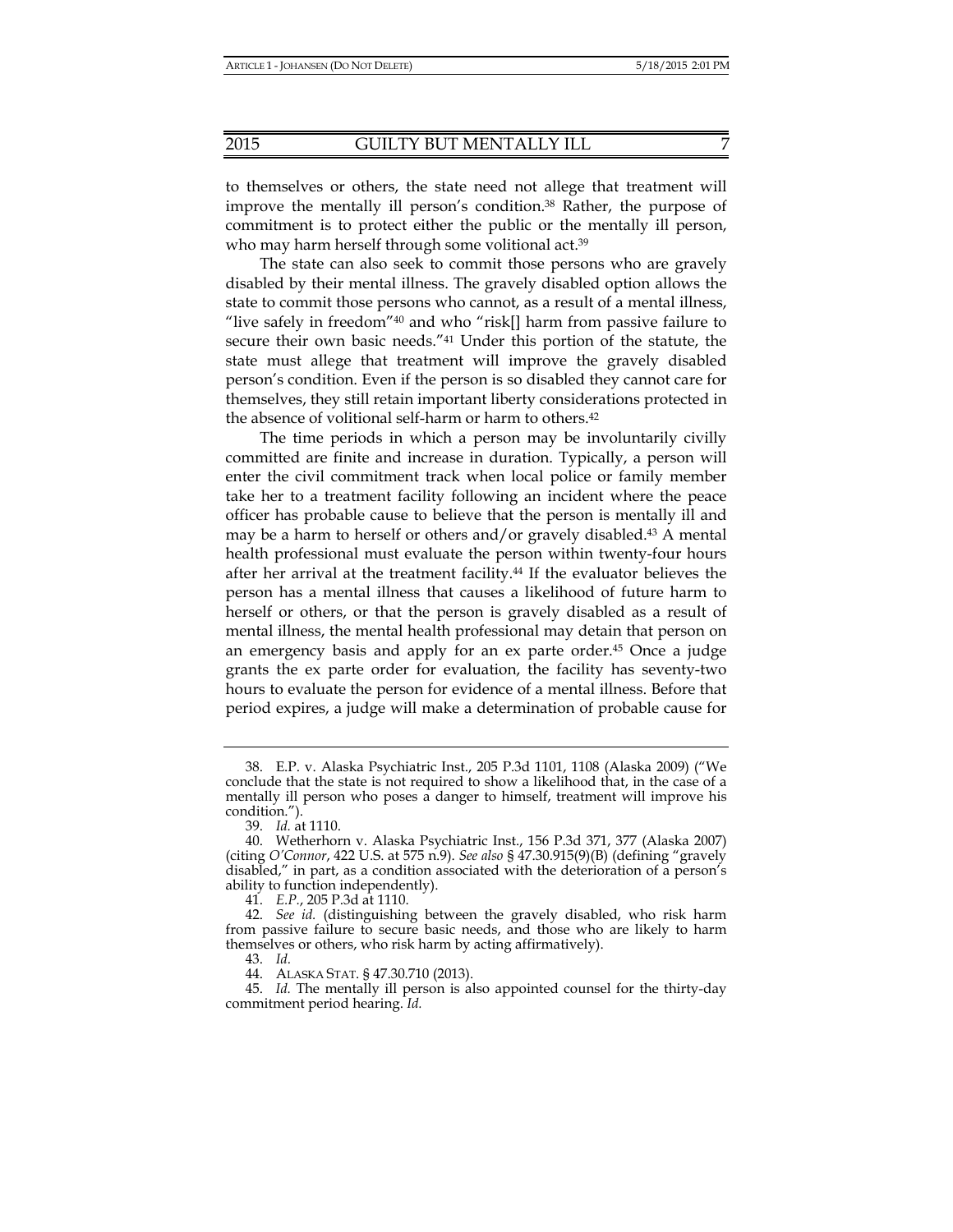to themselves or others, the state need not allege that treatment will improve the mentally ill person's condition.[38] Rather, the purpose of commitment is to protect either the public or the mentally ill person, who may harm herself through some volitional act.[39]

The state can also seek to commit those persons who are gravely disabled by their mental illness. The gravely disabled option allows the state to commit those persons who cannot, as a result of a mental illness, "live safely in freedom"[40] and who "risk[] harm from passive failure to secure their own basic needs."[41] Under this portion of the statute, the state must allege that treatment will improve the gravely disabled person's condition. Even if the person is so disabled they cannot care for themselves, they still retain important liberty considerations protected in the absence of volitional self-harm or harm to others.[42]

The time periods in which a person may be involuntarily civilly committed are finite and increase in duration. Typically, a person will enter the civil commitment track when local police or family member take her to a treatment facility following an incident where the peace officer has probable cause to believe that the person is mentally ill and may be a harm to herself or others and/or gravely disabled.[43] A mental health professional must evaluate the person within twenty-four hours after her arrival at the treatment facility.[44] If the evaluator believes the person has a mental illness that causes a likelihood of future harm to herself or others, or that the person is gravely disabled as a result of mental illness, the mental health professional may detain that person on an emergency basis and apply for an ex parte order.[45] Once a judge grants the ex parte order for evaluation, the facility has seventy-two hours to evaluate the person for evidence of a mental illness. Before that period expires, a judge will make a determination of probable cause for

---

38. E.P. v. Alaska Psychiatric Inst., 205 P.3d 1101, 1108 (Alaska 2009) ("We conclude that the state is not required to show a likelihood that, in the case of a mentally ill person who poses a danger to himself, treatment will improve his condition.").

39. *Id.* at 1110.

40. Wetherhorn v. Alaska Psychiatric Inst., 156 P.3d 371, 377 (Alaska 2007) (citing *O'Connor*, 422 U.S. at 575 n.9). *See also* § 47.30.915(9)(B) (defining "gravely disabled," in part, as a condition associated with the deterioration of a person's ability to function independently).

41. *E.P.*, 205 P.3d at 1110.

42. *See id.* (distinguishing between the gravely disabled, who risk harm from passive failure to secure basic needs, and those who are likely to harm themselves or others, who risk harm by acting affirmatively).

43. *Id.*

44. ALASKA STAT. § 47.30.710 (2013).

45. *Id.* The mentally ill person is also appointed counsel for the thirty-day commitment period hearing. *Id.*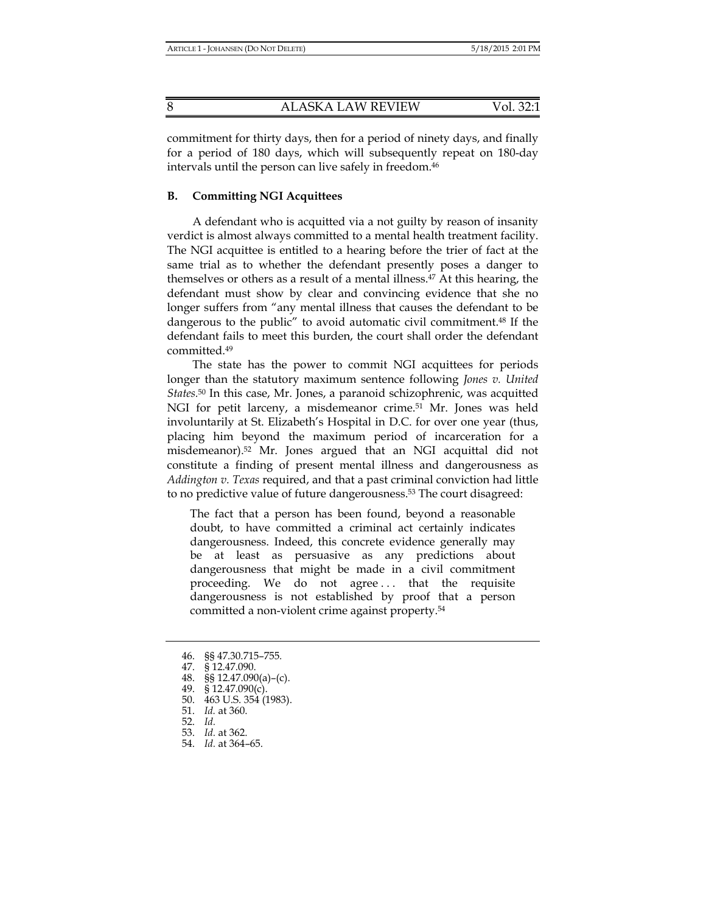commitment for thirty days, then for a period of ninety days, and finally for a period of 180 days, which will subsequently repeat on 180-day intervals until the person can live safely in freedom.[46]

### B. Committing NGI Acquittees

A defendant who is acquitted via a not guilty by reason of insanity verdict is almost always committed to a mental health treatment facility. The NGI acquittee is entitled to a hearing before the trier of fact at the same trial as to whether the defendant presently poses a danger to themselves or others as a result of a mental illness.[47] At this hearing, the defendant must show by clear and convincing evidence that she no longer suffers from "any mental illness that causes the defendant to be dangerous to the public" to avoid automatic civil commitment.[48] If the defendant fails to meet this burden, the court shall order the defendant committed.[49]

The state has the power to commit NGI acquittees for periods longer than the statutory maximum sentence following *Jones v. United States*.[50] In this case, Mr. Jones, a paranoid schizophrenic, was acquitted NGI for petit larceny, a misdemeanor crime.[51] Mr. Jones was held involuntarily at St. Elizabeth's Hospital in D.C. for over one year (thus, placing him beyond the maximum period of incarceration for a misdemeanor).[52] Mr. Jones argued that an NGI acquittal did not constitute a finding of present mental illness and dangerousness as *Addington v. Texas* required, and that a past criminal conviction had little to no predictive value of future dangerousness.[53] The court disagreed:

> The fact that a person has been found, beyond a reasonable doubt, to have committed a criminal act certainly indicates dangerousness. Indeed, this concrete evidence generally may be at least as persuasive as any predictions about dangerousness that might be made in a civil commitment proceeding. We do not agree . . . that the requisite dangerousness is not established by proof that a person committed a non-violent crime against property.[54]

---

46. §§ 47.30.715–755.
47. § 12.47.090.
48. §§ 12.47.090(a)–(c).
49. § 12.47.090(c).
50. 463 U.S. 354 (1983).
51. *Id.* at 360.
52. *Id.*
53. *Id.* at 362.
54. *Id.* at 364–65.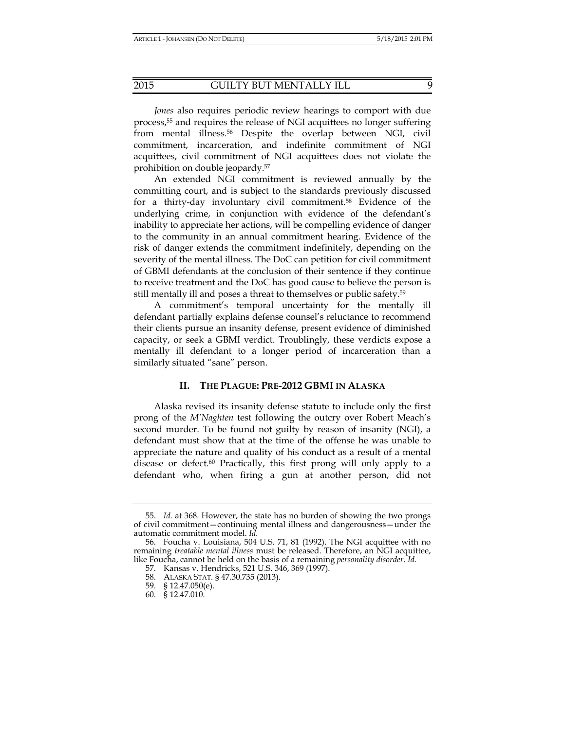*Jones* also requires periodic review hearings to comport with due process,[55] and requires the release of NGI acquittees no longer suffering from mental illness.[56] Despite the overlap between NGI, civil commitment, incarceration, and indefinite commitment of NGI acquittees, civil commitment of NGI acquittees does not violate the prohibition on double jeopardy.[57]

An extended NGI commitment is reviewed annually by the committing court, and is subject to the standards previously discussed for a thirty-day involuntary civil commitment.[58] Evidence of the underlying crime, in conjunction with evidence of the defendant's inability to appreciate her actions, will be compelling evidence of danger to the community in an annual commitment hearing. Evidence of the risk of danger extends the commitment indefinitely, depending on the severity of the mental illness. The DoC can petition for civil commitment of GBMI defendants at the conclusion of their sentence if they continue to receive treatment and the DoC has good cause to believe the person is still mentally ill and poses a threat to themselves or public safety.[59]

A commitment's temporal uncertainty for the mentally ill defendant partially explains defense counsel's reluctance to recommend their clients pursue an insanity defense, present evidence of diminished capacity, or seek a GBMI verdict. Troublingly, these verdicts expose a mentally ill defendant to a longer period of incarceration than a similarly situated "sane" person.

## II. THE PLAGUE: PRE-2012 GBMI IN ALASKA

Alaska revised its insanity defense statute to include only the first prong of the *M'Naghten* test following the outcry over Robert Meach's second murder. To be found not guilty by reason of insanity (NGI), a defendant must show that at the time of the offense he was unable to appreciate the nature and quality of his conduct as a result of a mental disease or defect.[60] Practically, this first prong will only apply to a defendant who, when firing a gun at another person, did not

---

55. *Id.* at 368. However, the state has no burden of showing the two prongs of civil commitment—continuing mental illness and dangerousness—under the automatic commitment model. *Id.*

56. Foucha v. Louisiana, 504 U.S. 71, 81 (1992). The NGI acquittee with no remaining *treatable mental illness* must be released. Therefore, an NGI acquittee, like Foucha, cannot be held on the basis of a remaining *personality disorder*. *Id.*

57. Kansas v. Hendricks, 521 U.S. 346, 369 (1997).

58. ALASKA STAT. § 47.30.735 (2013).

59. § 12.47.050(e).

60. § 12.47.010.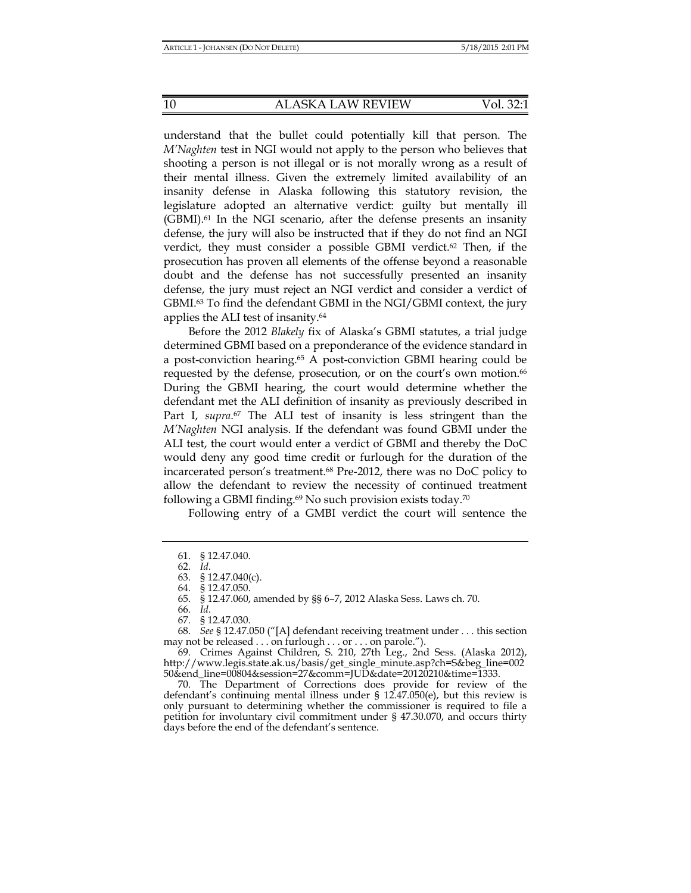understand that the bullet could potentially kill that person. The *M'Naghten* test in NGI would not apply to the person who believes that shooting a person is not illegal or is not morally wrong as a result of their mental illness. Given the extremely limited availability of an insanity defense in Alaska following this statutory revision, the legislature adopted an alternative verdict: guilty but mentally ill (GBMI).[61] In the NGI scenario, after the defense presents an insanity defense, the jury will also be instructed that if they do not find an NGI verdict, they must consider a possible GBMI verdict.[62] Then, if the prosecution has proven all elements of the offense beyond a reasonable doubt and the defense has not successfully presented an insanity defense, the jury must reject an NGI verdict and consider a verdict of GBMI.[63] To find the defendant GBMI in the NGI/GBMI context, the jury applies the ALI test of insanity.[64]

Before the 2012 *Blakely* fix of Alaska's GBMI statutes, a trial judge determined GBMI based on a preponderance of the evidence standard in a post-conviction hearing.[65] A post-conviction GBMI hearing could be requested by the defense, prosecution, or on the court's own motion.[66] During the GBMI hearing, the court would determine whether the defendant met the ALI definition of insanity as previously described in Part I, *supra*.[67] The ALI test of insanity is less stringent than the *M'Naghten* NGI analysis. If the defendant was found GBMI under the ALI test, the court would enter a verdict of GBMI and thereby the DoC would deny any good time credit or furlough for the duration of the incarcerated person's treatment.[68] Pre-2012, there was no DoC policy to allow the defendant to review the necessity of continued treatment following a GBMI finding.[69] No such provision exists today.[70]

Following entry of a GMBI verdict the court will sentence the

---

61. § 12.47.040.
62. *Id.*
63. § 12.47.040(c).
64. § 12.47.050.
65. § 12.47.060, amended by §§ 6–7, 2012 Alaska Sess. Laws ch. 70.
66. *Id.*
67. § 12.47.030.
68. *See* § 12.47.050 ("[A] defendant receiving treatment under . . . this section may not be released . . . on furlough . . . or . . . on parole.").
69. Crimes Against Children, S. 210, 27th Leg., 2nd Sess. (Alaska 2012), http://www.legis.state.ak.us/basis/get_single_minute.asp?ch=S&beg_line=00250&end_line=00804&session=27&comm=JUD&date=20120210&time=1333.
70. The Department of Corrections does provide for review of the defendant's continuing mental illness under § 12.47.050(e), but this review is only pursuant to determining whether the commissioner is required to file a petition for involuntary civil commitment under § 47.30.070, and occurs thirty days before the end of the defendant's sentence.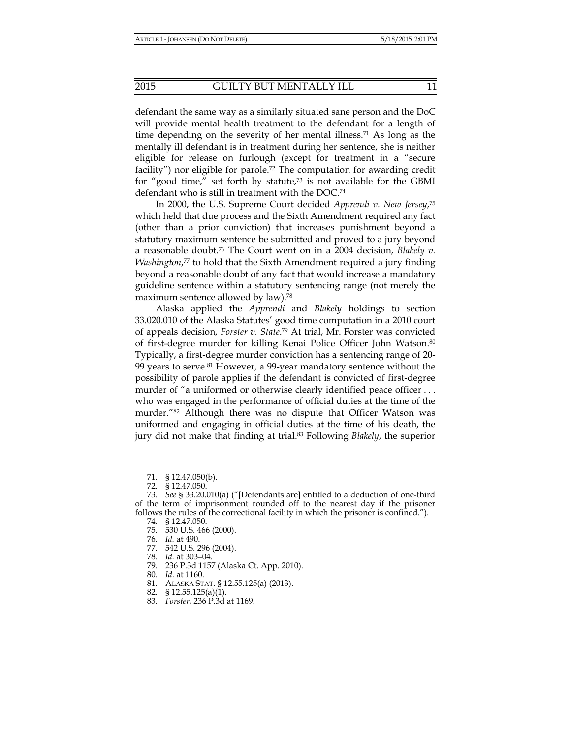defendant the same way as a similarly situated sane person and the DoC will provide mental health treatment to the defendant for a length of time depending on the severity of her mental illness.[71] As long as the mentally ill defendant is in treatment during her sentence, she is neither eligible for release on furlough (except for treatment in a "secure facility") nor eligible for parole.[72] The computation for awarding credit for "good time," set forth by statute,[73] is not available for the GBMI defendant who is still in treatment with the DOC.[74]

In 2000, the U.S. Supreme Court decided *Apprendi v. New Jersey*,[75] which held that due process and the Sixth Amendment required any fact (other than a prior conviction) that increases punishment beyond a statutory maximum sentence be submitted and proved to a jury beyond a reasonable doubt.[76] The Court went on in a 2004 decision, *Blakely v. Washington*,[77] to hold that the Sixth Amendment required a jury finding beyond a reasonable doubt of any fact that would increase a mandatory guideline sentence within a statutory sentencing range (not merely the maximum sentence allowed by law).[78]

Alaska applied the *Apprendi* and *Blakely* holdings to section 33.020.010 of the Alaska Statutes' good time computation in a 2010 court of appeals decision, *Forster v. State*.[79] At trial, Mr. Forster was convicted of first-degree murder for killing Kenai Police Officer John Watson.[80] Typically, a first-degree murder conviction has a sentencing range of 20-99 years to serve.[81] However, a 99-year mandatory sentence without the possibility of parole applies if the defendant is convicted of first-degree murder of "a uniformed or otherwise clearly identified peace officer . . . who was engaged in the performance of official duties at the time of the murder."[82] Although there was no dispute that Officer Watson was uniformed and engaging in official duties at the time of his death, the jury did not make that finding at trial.[83] Following *Blakely*, the superior

---

71. § 12.47.050(b).
72. § 12.47.050.
73. *See* § 33.20.010(a) ("[Defendants are] entitled to a deduction of one-third of the term of imprisonment rounded off to the nearest day if the prisoner follows the rules of the correctional facility in which the prisoner is confined.").
74. § 12.47.050.
75. 530 U.S. 466 (2000).
76. *Id.* at 490.
77. 542 U.S. 296 (2004).
78. *Id.* at 303–04.
79. 236 P.3d 1157 (Alaska Ct. App. 2010).
80. *Id.* at 1160.
81. ALASKA STAT. § 12.55.125(a) (2013).
82. § 12.55.125(a)(1).
83. *Forster*, 236 P.3d at 1169.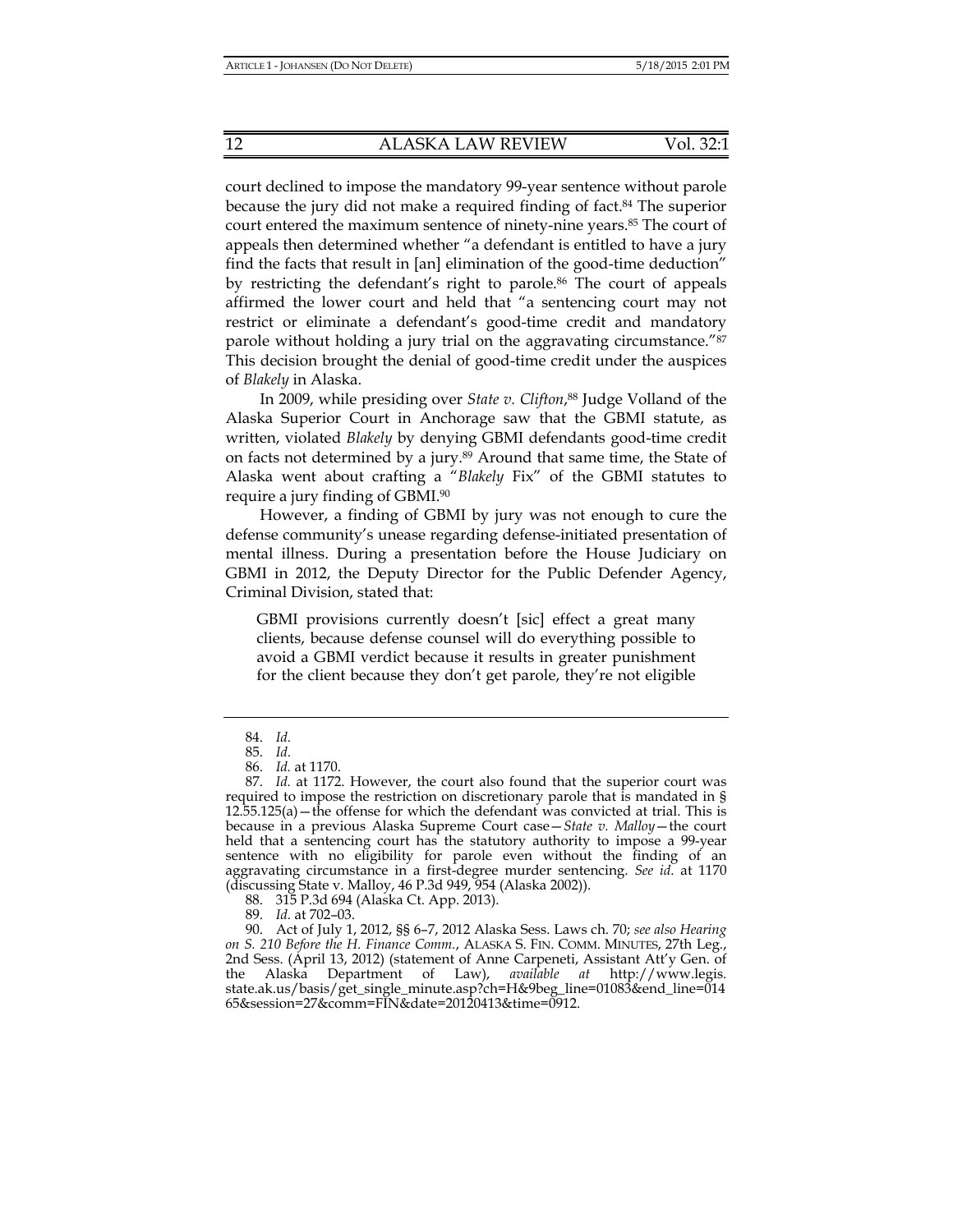court declined to impose the mandatory 99-year sentence without parole because the jury did not make a required finding of fact.[84] The superior court entered the maximum sentence of ninety-nine years.[85] The court of appeals then determined whether "a defendant is entitled to have a jury find the facts that result in [an] elimination of the good-time deduction" by restricting the defendant's right to parole.[86] The court of appeals affirmed the lower court and held that "a sentencing court may not restrict or eliminate a defendant's good-time credit and mandatory parole without holding a jury trial on the aggravating circumstance."[87] This decision brought the denial of good-time credit under the auspices of *Blakely* in Alaska.

In 2009, while presiding over *State v. Clifton*,[88] Judge Volland of the Alaska Superior Court in Anchorage saw that the GBMI statute, as written, violated *Blakely* by denying GBMI defendants good-time credit on facts not determined by a jury.[89] Around that same time, the State of Alaska went about crafting a "*Blakely* Fix" of the GBMI statutes to require a jury finding of GBMI.[90]

However, a finding of GBMI by jury was not enough to cure the defense community's unease regarding defense-initiated presentation of mental illness. During a presentation before the House Judiciary on GBMI in 2012, the Deputy Director for the Public Defender Agency, Criminal Division, stated that:

> GBMI provisions currently doesn't [sic] effect a great many clients, because defense counsel will do everything possible to avoid a GBMI verdict because it results in greater punishment for the client because they don't get parole, they're not eligible

---

84. *Id.*

85. *Id.*

86. *Id.* at 1170.

87. *Id.* at 1172. However, the court also found that the superior court was required to impose the restriction on discretionary parole that is mandated in § 12.55.125(a)—the offense for which the defendant was convicted at trial. This is because in a previous Alaska Supreme Court case—*State v. Malloy*—the court held that a sentencing court has the statutory authority to impose a 99-year sentence with no eligibility for parole even without the finding of an aggravating circumstance in a first-degree murder sentencing. *See id.* at 1170 (discussing State v. Malloy, 46 P.3d 949, 954 (Alaska 2002)).

88. 315 P.3d 694 (Alaska Ct. App. 2013).

89. *Id.* at 702–03.

90. Act of July 1, 2012, §§ 6–7, 2012 Alaska Sess. Laws ch. 70; *see also Hearing on S. 210 Before the H. Finance Comm.*, ALASKA S. FIN. COMM. MINUTES, 27th Leg., 2nd Sess. (April 13, 2012) (statement of Anne Carpeneti, Assistant Att'y Gen. of the Alaska Department of Law), *available at* http://www.legis.state.ak.us/basis/get_single_minute.asp?ch=H&9beg_line=01083&end_line=01465&session=27&comm=FIN&date=20120413&time=0912.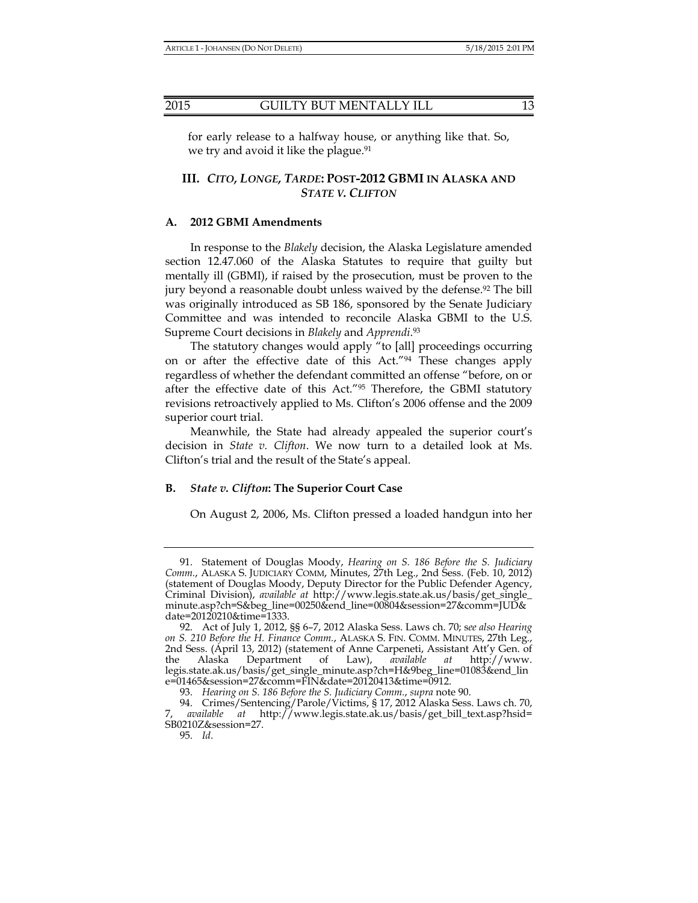for early release to a halfway house, or anything like that. So, we try and avoid it like the plague.[91]

## III. *CITO, LONGE, TARDE*: POST-2012 GBMI IN ALASKA AND *STATE V. CLIFTON*

### A. 2012 GBMI Amendments

In response to the *Blakely* decision, the Alaska Legislature amended section 12.47.060 of the Alaska Statutes to require that guilty but mentally ill (GBMI), if raised by the prosecution, must be proven to the jury beyond a reasonable doubt unless waived by the defense.[92] The bill was originally introduced as SB 186, sponsored by the Senate Judiciary Committee and was intended to reconcile Alaska GBMI to the U.S. Supreme Court decisions in *Blakely* and *Apprendi*.[93]

The statutory changes would apply "to [all] proceedings occurring on or after the effective date of this Act."[94] These changes apply regardless of whether the defendant committed an offense "before, on or after the effective date of this Act."[95] Therefore, the GBMI statutory revisions retroactively applied to Ms. Clifton's 2006 offense and the 2009 superior court trial.

Meanwhile, the State had already appealed the superior court's decision in *State v. Clifton*. We now turn to a detailed look at Ms. Clifton's trial and the result of the State's appeal.

### B. *State v. Clifton*: The Superior Court Case

On August 2, 2006, Ms. Clifton pressed a loaded handgun into her

---

91. Statement of Douglas Moody, *Hearing on S. 186 Before the S. Judiciary Comm.*, ALASKA S. JUDICIARY COMM, Minutes, 27th Leg., 2nd Sess. (Feb. 10, 2012) (statement of Douglas Moody, Deputy Director for the Public Defender Agency, Criminal Division), *available at* http://www.legis.state.ak.us/basis/get_single_minute.asp?ch=S&beg_line=00250&end_line=00804&session=27&comm=JUD&date=20120210&time=1333.

92. Act of July 1, 2012, §§ 6–7, 2012 Alaska Sess. Laws ch. 70; s*ee also Hearing on S. 210 Before the H. Finance Comm.*, ALASKA S. FIN. COMM. MINUTES, 27th Leg., 2nd Sess. (April 13, 2012) (statement of Anne Carpeneti, Assistant Att'y Gen. of the Alaska Department of Law), *available at* http://www.legis.state.ak.us/basis/get_single_minute.asp?ch=H&9beg_line=01083&end_line=01465&session=27&comm=FIN&date=20120413&time=0912.

93. *Hearing on S. 186 Before the S. Judiciary Comm.*, *supra* note 90.

94. Crimes/Sentencing/Parole/Victims, § 17, 2012 Alaska Sess. Laws ch. 70, 7, *available at* http://www.legis.state.ak.us/basis/get_bill_text.asp?hsid=SB0210Z&session=27.

95. *Id*.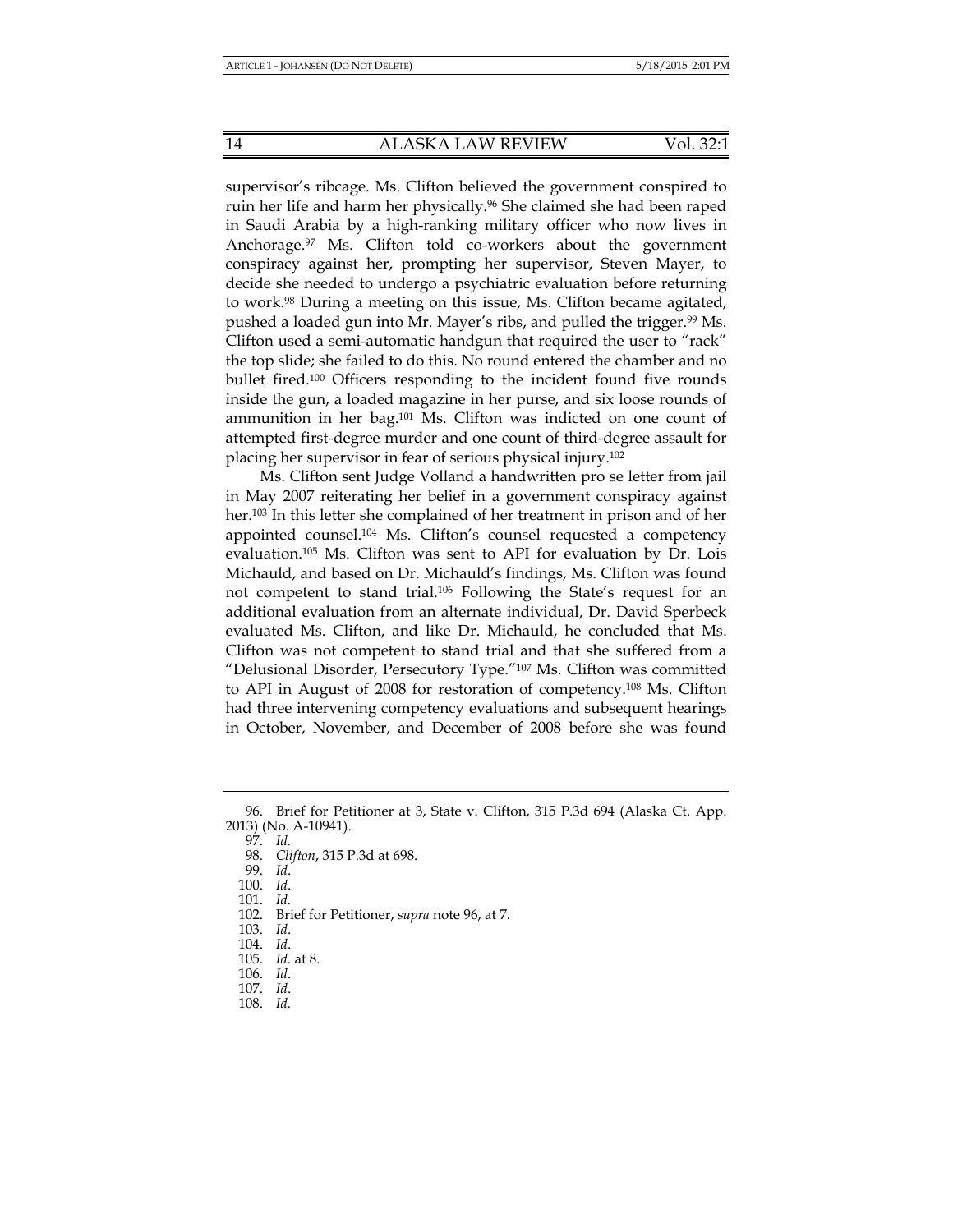supervisor's ribcage. Ms. Clifton believed the government conspired to ruin her life and harm her physically.[96] She claimed she had been raped in Saudi Arabia by a high-ranking military officer who now lives in Anchorage.[97] Ms. Clifton told co-workers about the government conspiracy against her, prompting her supervisor, Steven Mayer, to decide she needed to undergo a psychiatric evaluation before returning to work.[98] During a meeting on this issue, Ms. Clifton became agitated, pushed a loaded gun into Mr. Mayer's ribs, and pulled the trigger.[99] Ms. Clifton used a semi-automatic handgun that required the user to "rack" the top slide; she failed to do this. No round entered the chamber and no bullet fired.[100] Officers responding to the incident found five rounds inside the gun, a loaded magazine in her purse, and six loose rounds of ammunition in her bag.[101] Ms. Clifton was indicted on one count of attempted first-degree murder and one count of third-degree assault for placing her supervisor in fear of serious physical injury.[102]

Ms. Clifton sent Judge Volland a handwritten pro se letter from jail in May 2007 reiterating her belief in a government conspiracy against her.[103] In this letter she complained of her treatment in prison and of her appointed counsel.[104] Ms. Clifton's counsel requested a competency evaluation.[105] Ms. Clifton was sent to API for evaluation by Dr. Lois Michauld, and based on Dr. Michauld's findings, Ms. Clifton was found not competent to stand trial.[106] Following the State's request for an additional evaluation from an alternate individual, Dr. David Sperbeck evaluated Ms. Clifton, and like Dr. Michauld, he concluded that Ms. Clifton was not competent to stand trial and that she suffered from a "Delusional Disorder, Persecutory Type."[107] Ms. Clifton was committed to API in August of 2008 for restoration of competency.[108] Ms. Clifton had three intervening competency evaluations and subsequent hearings in October, November, and December of 2008 before she was found

---

96. Brief for Petitioner at 3, State v. Clifton, 315 P.3d 694 (Alaska Ct. App. 2013) (No. A-10941).

97. *Id.*

98. *Clifton*, 315 P.3d at 698.

99. *Id*.

100. *Id*.

101. *Id.*

102. Brief for Petitioner, *supra* note 96, at 7.

103. *Id*.

104. *Id*.

105. *Id.* at 8.

106. *Id*.

107. *Id*.

108. *Id.*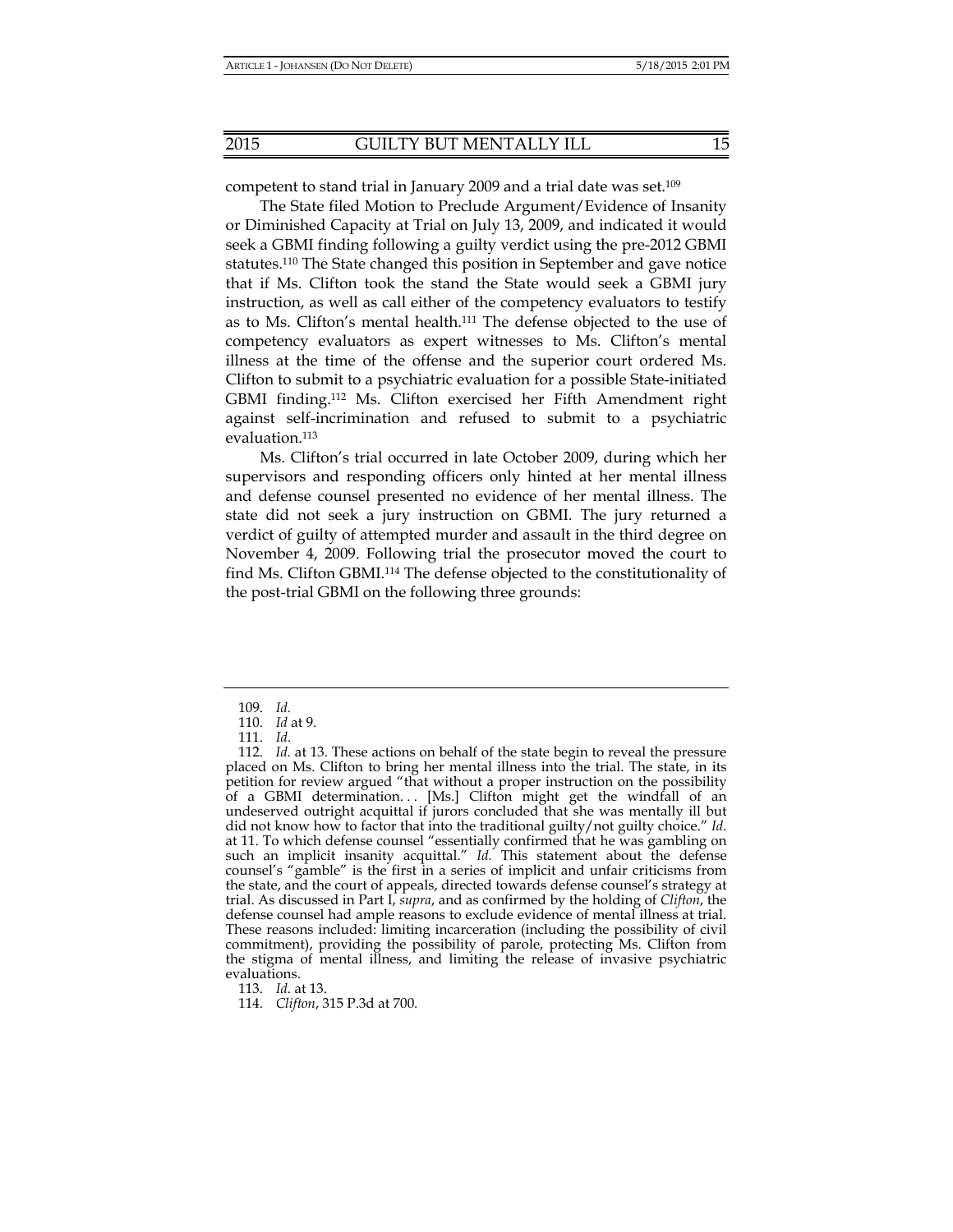competent to stand trial in January 2009 and a trial date was set.[109]

The State filed Motion to Preclude Argument/Evidence of Insanity or Diminished Capacity at Trial on July 13, 2009, and indicated it would seek a GBMI finding following a guilty verdict using the pre-2012 GBMI statutes.[110] The State changed this position in September and gave notice that if Ms. Clifton took the stand the State would seek a GBMI jury instruction, as well as call either of the competency evaluators to testify as to Ms. Clifton's mental health.[111] The defense objected to the use of competency evaluators as expert witnesses to Ms. Clifton's mental illness at the time of the offense and the superior court ordered Ms. Clifton to submit to a psychiatric evaluation for a possible State-initiated GBMI finding.[112] Ms. Clifton exercised her Fifth Amendment right against self-incrimination and refused to submit to a psychiatric evaluation.[113]

Ms. Clifton's trial occurred in late October 2009, during which her supervisors and responding officers only hinted at her mental illness and defense counsel presented no evidence of her mental illness. The state did not seek a jury instruction on GBMI. The jury returned a verdict of guilty of attempted murder and assault in the third degree on November 4, 2009. Following trial the prosecutor moved the court to find Ms. Clifton GBMI.[114] The defense objected to the constitutionality of the post-trial GBMI on the following three grounds:

---

109. *Id.*

110. *Id* at 9.

111. *Id*.

112. *Id.* at 13. These actions on behalf of the state begin to reveal the pressure placed on Ms. Clifton to bring her mental illness into the trial. The state, in its petition for review argued "that without a proper instruction on the possibility of a GBMI determination. . . [Ms.] Clifton might get the windfall of an undeserved outright acquittal if jurors concluded that she was mentally ill but did not know how to factor that into the traditional guilty/not guilty choice." *Id.* at 11. To which defense counsel "essentially confirmed that he was gambling on such an implicit insanity acquittal." *Id.* This statement about the defense counsel's "gamble" is the first in a series of implicit and unfair criticisms from the state, and the court of appeals, directed towards defense counsel's strategy at trial. As discussed in Part I, *supra*, and as confirmed by the holding of *Clifton*, the defense counsel had ample reasons to exclude evidence of mental illness at trial. These reasons included: limiting incarceration (including the possibility of civil commitment), providing the possibility of parole, protecting Ms. Clifton from the stigma of mental illness, and limiting the release of invasive psychiatric evaluations.

113. *Id.* at 13.

114. *Clifton*, 315 P.3d at 700.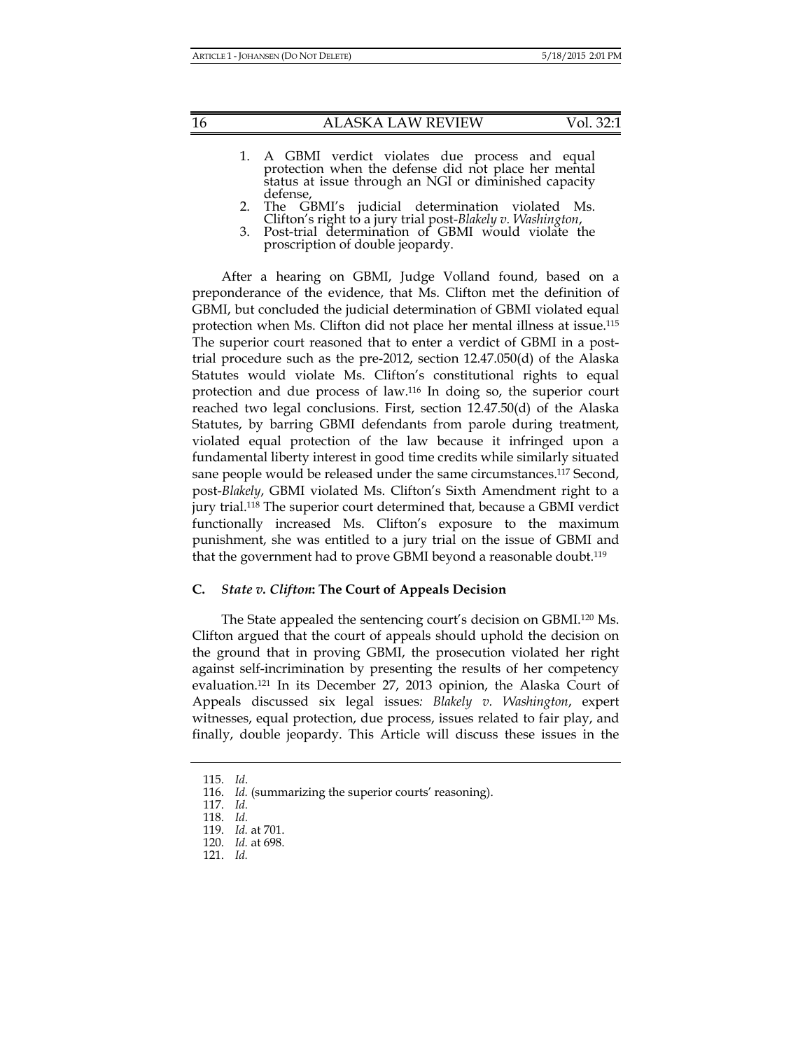1. A GBMI verdict violates due process and equal protection when the defense did not place her mental status at issue through an NGI or diminished capacity defense,
2. The GBMI's judicial determination violated Ms. Clifton's right to a jury trial post-*Blakely v. Washington*,
3. Post-trial determination of GBMI would violate the proscription of double jeopardy.

After a hearing on GBMI, Judge Volland found, based on a preponderance of the evidence, that Ms. Clifton met the definition of GBMI, but concluded the judicial determination of GBMI violated equal protection when Ms. Clifton did not place her mental illness at issue.[115] The superior court reasoned that to enter a verdict of GBMI in a post-trial procedure such as the pre-2012, section 12.47.050(d) of the Alaska Statutes would violate Ms. Clifton's constitutional rights to equal protection and due process of law.[116] In doing so, the superior court reached two legal conclusions. First, section 12.47.50(d) of the Alaska Statutes, by barring GBMI defendants from parole during treatment, violated equal protection of the law because it infringed upon a fundamental liberty interest in good time credits while similarly situated sane people would be released under the same circumstances.[117] Second, post-*Blakely*, GBMI violated Ms. Clifton's Sixth Amendment right to a jury trial.[118] The superior court determined that, because a GBMI verdict functionally increased Ms. Clifton's exposure to the maximum punishment, she was entitled to a jury trial on the issue of GBMI and that the government had to prove GBMI beyond a reasonable doubt.[119]

### C. *State v. Clifton*: The Court of Appeals Decision

The State appealed the sentencing court's decision on GBMI.[120] Ms. Clifton argued that the court of appeals should uphold the decision on the ground that in proving GBMI, the prosecution violated her right against self-incrimination by presenting the results of her competency evaluation.[121] In its December 27, 2013 opinion, the Alaska Court of Appeals discussed six legal issues: *Blakely v. Washington*, expert witnesses, equal protection, due process, issues related to fair play, and finally, double jeopardy. This Article will discuss these issues in the

115. *Id*.
116. *Id.* (summarizing the superior courts' reasoning).
117. *Id.*
118. *Id.*
119. *Id.* at 701.
120. *Id.* at 698.
121. *Id.*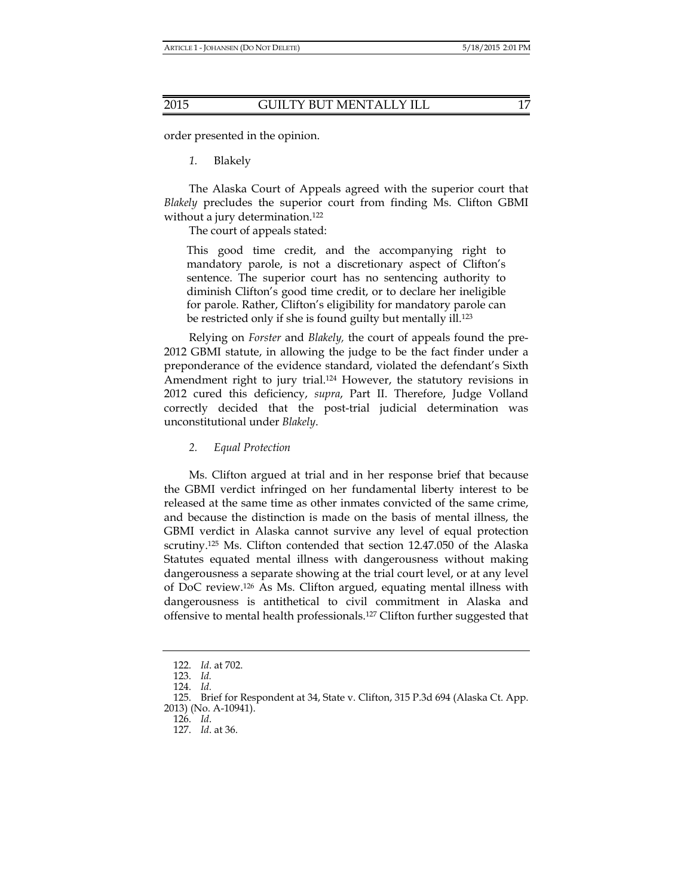order presented in the opinion.

### *1.* Blakely

The Alaska Court of Appeals agreed with the superior court that *Blakely* precludes the superior court from finding Ms. Clifton GBMI without a jury determination.[122]

The court of appeals stated:

> This good time credit, and the accompanying right to mandatory parole, is not a discretionary aspect of Clifton's sentence. The superior court has no sentencing authority to diminish Clifton's good time credit, or to declare her ineligible for parole. Rather, Clifton's eligibility for mandatory parole can be restricted only if she is found guilty but mentally ill.[123]

Relying on *Forster* and *Blakely,* the court of appeals found the pre-2012 GBMI statute, in allowing the judge to be the fact finder under a preponderance of the evidence standard, violated the defendant's Sixth Amendment right to jury trial.[124] However, the statutory revisions in 2012 cured this deficiency, *supra*, Part II. Therefore, Judge Volland correctly decided that the post-trial judicial determination was unconstitutional under *Blakely*.

### *2. Equal Protection*

Ms. Clifton argued at trial and in her response brief that because the GBMI verdict infringed on her fundamental liberty interest to be released at the same time as other inmates convicted of the same crime, and because the distinction is made on the basis of mental illness, the GBMI verdict in Alaska cannot survive any level of equal protection scrutiny.[125] Ms. Clifton contended that section 12.47.050 of the Alaska Statutes equated mental illness with dangerousness without making dangerousness a separate showing at the trial court level, or at any level of DoC review.[126] As Ms. Clifton argued, equating mental illness with dangerousness is antithetical to civil commitment in Alaska and offensive to mental health professionals.[127] Clifton further suggested that

---

122. *Id*. at 702.

123. *Id.*

124. *Id.*

125. Brief for Respondent at 34, State v. Clifton, 315 P.3d 694 (Alaska Ct. App. 2013) (No. A-10941).

126. *Id*.

127. *Id*. at 36.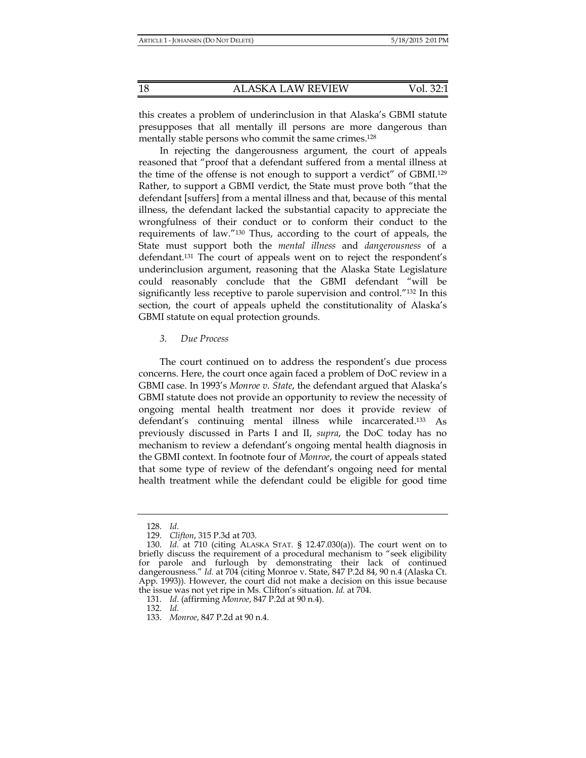this creates a problem of underinclusion in that Alaska's GBMI statute presupposes that all mentally ill persons are more dangerous than mentally stable persons who commit the same crimes.[128]

In rejecting the dangerousness argument, the court of appeals reasoned that "proof that a defendant suffered from a mental illness at the time of the offense is not enough to support a verdict" of GBMI.[129] Rather, to support a GBMI verdict, the State must prove both "that the defendant [suffers] from a mental illness and that, because of this mental illness, the defendant lacked the substantial capacity to appreciate the wrongfulness of their conduct or to conform their conduct to the requirements of law."[130] Thus, according to the court of appeals, the State must support both the *mental illness* and *dangerousness* of a defendant.[131] The court of appeals went on to reject the respondent's underinclusion argument, reasoning that the Alaska State Legislature could reasonably conclude that the GBMI defendant "will be significantly less receptive to parole supervision and control."[132] In this section, the court of appeals upheld the constitutionality of Alaska's GBMI statute on equal protection grounds.

### *3. Due Process*

The court continued on to address the respondent's due process concerns. Here, the court once again faced a problem of DoC review in a GBMI case. In 1993's *Monroe v. State*, the defendant argued that Alaska's GBMI statute does not provide an opportunity to review the necessity of ongoing mental health treatment nor does it provide review of defendant's continuing mental illness while incarcerated.[133] As previously discussed in Parts I and II, *supra*, the DoC today has no mechanism to review a defendant's ongoing mental health diagnosis in the GBMI context. In footnote four of *Monroe*, the court of appeals stated that some type of review of the defendant's ongoing need for mental health treatment while the defendant could be eligible for good time

---

128. *Id*.

129. *Clifton*, 315 P.3d at 703.

130. *Id*. at 710 (citing ALASKA STAT. § 12.47.030(a)). The court went on to briefly discuss the requirement of a procedural mechanism to "seek eligibility for parole and furlough by demonstrating their lack of continued dangerousness." *Id.* at 704 (citing Monroe v. State, 847 P.2d 84, 90 n.4 (Alaska Ct. App. 1993)). However, the court did not make a decision on this issue because the issue was not yet ripe in Ms. Clifton's situation. *Id.* at 704.

131. *Id*. (affirming *Monroe*, 847 P.2d at 90 n.4).

132. *Id*.

133. *Monroe*, 847 P.2d at 90 n.4.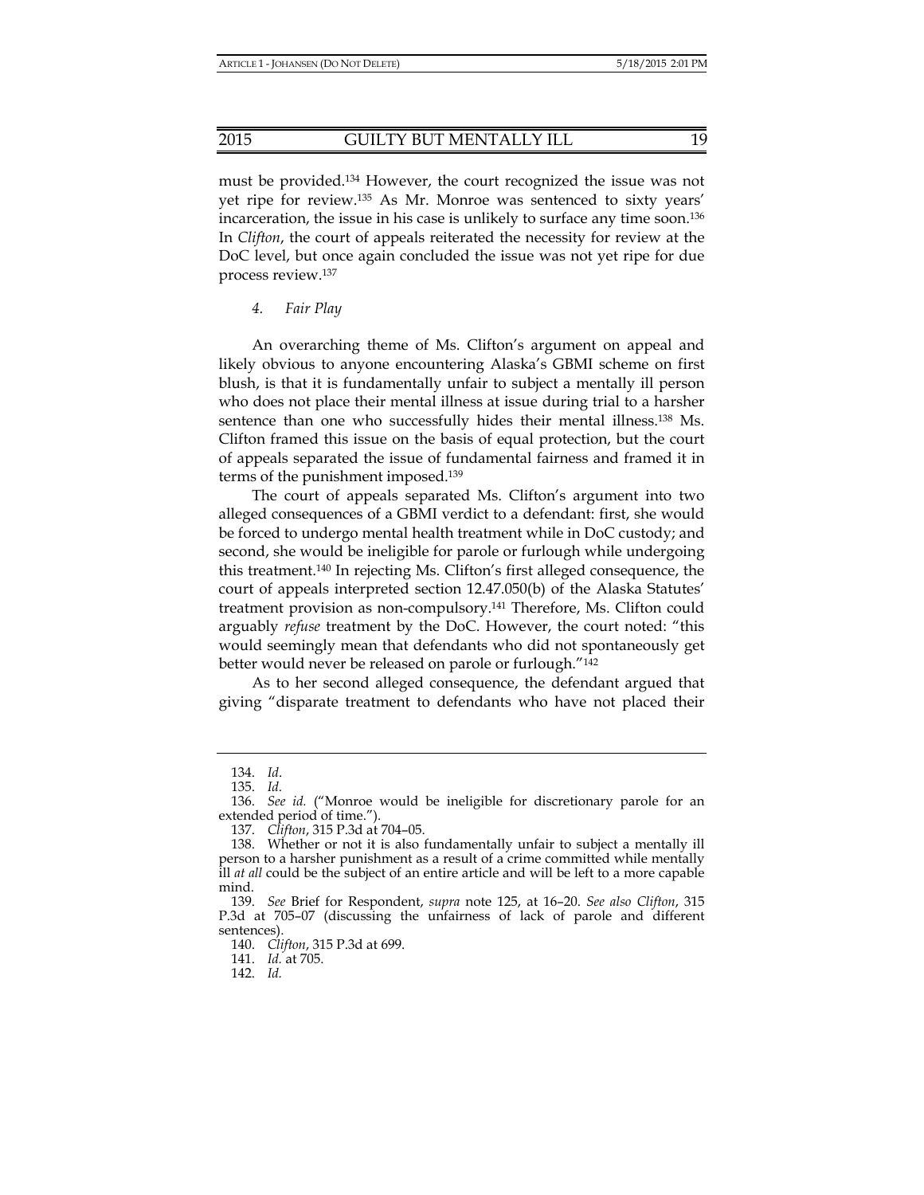must be provided.[134] However, the court recognized the issue was not yet ripe for review.[135] As Mr. Monroe was sentenced to sixty years' incarceration, the issue in his case is unlikely to surface any time soon.[136] In *Clifton*, the court of appeals reiterated the necessity for review at the DoC level, but once again concluded the issue was not yet ripe for due process review.[137]

#### *4. Fair Play*

An overarching theme of Ms. Clifton's argument on appeal and likely obvious to anyone encountering Alaska's GBMI scheme on first blush, is that it is fundamentally unfair to subject a mentally ill person who does not place their mental illness at issue during trial to a harsher sentence than one who successfully hides their mental illness.[138] Ms. Clifton framed this issue on the basis of equal protection, but the court of appeals separated the issue of fundamental fairness and framed it in terms of the punishment imposed.[139]

The court of appeals separated Ms. Clifton's argument into two alleged consequences of a GBMI verdict to a defendant: first, she would be forced to undergo mental health treatment while in DoC custody; and second, she would be ineligible for parole or furlough while undergoing this treatment.[140] In rejecting Ms. Clifton's first alleged consequence, the court of appeals interpreted section 12.47.050(b) of the Alaska Statutes' treatment provision as non-compulsory.[141] Therefore, Ms. Clifton could arguably *refuse* treatment by the DoC. However, the court noted: "this would seemingly mean that defendants who did not spontaneously get better would never be released on parole or furlough."[142]

As to her second alleged consequence, the defendant argued that giving "disparate treatment to defendants who have not placed their

---

134. *Id*.

135. *Id.*

136. *See id.* ("Monroe would be ineligible for discretionary parole for an extended period of time.").

137. *Clifton*, 315 P.3d at 704–05.

138. Whether or not it is also fundamentally unfair to subject a mentally ill person to a harsher punishment as a result of a crime committed while mentally ill *at all* could be the subject of an entire article and will be left to a more capable mind.

139. *See* Brief for Respondent, *supra* note 125, at 16–20. *See also Clifton*, 315 P.3d at 705–07 (discussing the unfairness of lack of parole and different sentences).

140. *Clifton*, 315 P.3d at 699.

141. *Id.* at 705.

142. *Id.*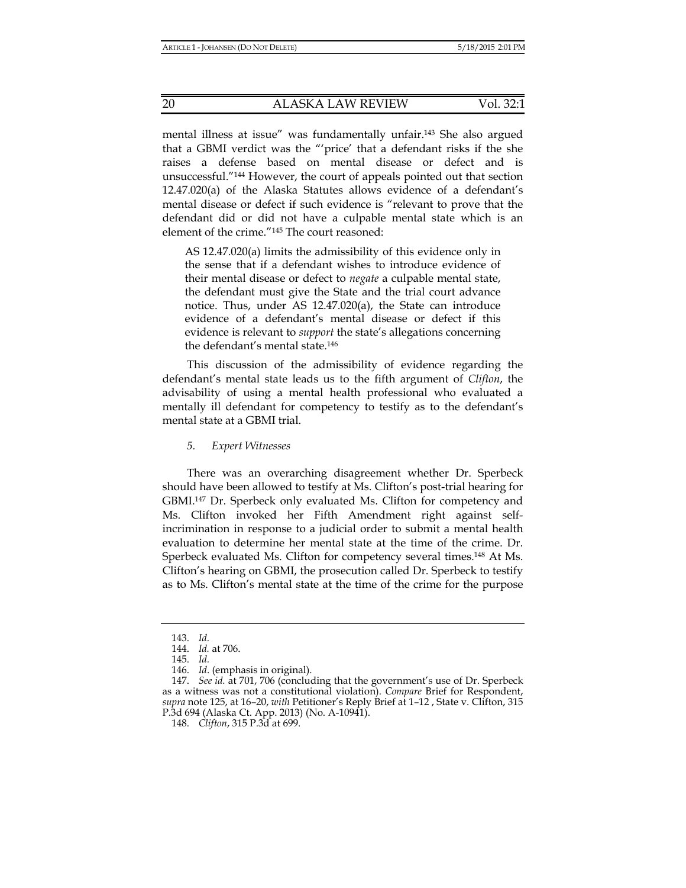mental illness at issue" was fundamentally unfair.[143] She also argued that a GBMI verdict was the "'price' that a defendant risks if the she raises a defense based on mental disease or defect and is unsuccessful."[144] However, the court of appeals pointed out that section 12.47.020(a) of the Alaska Statutes allows evidence of a defendant's mental disease or defect if such evidence is "relevant to prove that the defendant did or did not have a culpable mental state which is an element of the crime."[145] The court reasoned:

> AS 12.47.020(a) limits the admissibility of this evidence only in the sense that if a defendant wishes to introduce evidence of their mental disease or defect to *negate* a culpable mental state, the defendant must give the State and the trial court advance notice. Thus, under AS 12.47.020(a), the State can introduce evidence of a defendant's mental disease or defect if this evidence is relevant to *support* the state's allegations concerning the defendant's mental state.[146]

This discussion of the admissibility of evidence regarding the defendant's mental state leads us to the fifth argument of *Clifton*, the advisability of using a mental health professional who evaluated a mentally ill defendant for competency to testify as to the defendant's mental state at a GBMI trial.

### *5. Expert Witnesses*

There was an overarching disagreement whether Dr. Sperbeck should have been allowed to testify at Ms. Clifton's post-trial hearing for GBMI.[147] Dr. Sperbeck only evaluated Ms. Clifton for competency and Ms. Clifton invoked her Fifth Amendment right against self-incrimination in response to a judicial order to submit a mental health evaluation to determine her mental state at the time of the crime. Dr. Sperbeck evaluated Ms. Clifton for competency several times.[148] At Ms. Clifton's hearing on GBMI, the prosecution called Dr. Sperbeck to testify as to Ms. Clifton's mental state at the time of the crime for the purpose

---

143. *Id.*

144. *Id.* at 706.

145. *Id.*

146. *Id*. (emphasis in original).

147. *See id.* at 701, 706 (concluding that the government's use of Dr. Sperbeck as a witness was not a constitutional violation). *Compare* Brief for Respondent, *supra* note 125, at 16–20, *with* Petitioner's Reply Brief at 1–12 , State v. Clifton, 315 P.3d 694 (Alaska Ct. App. 2013) (No. A-10941).

148. *Clifton*, 315 P.3d at 699.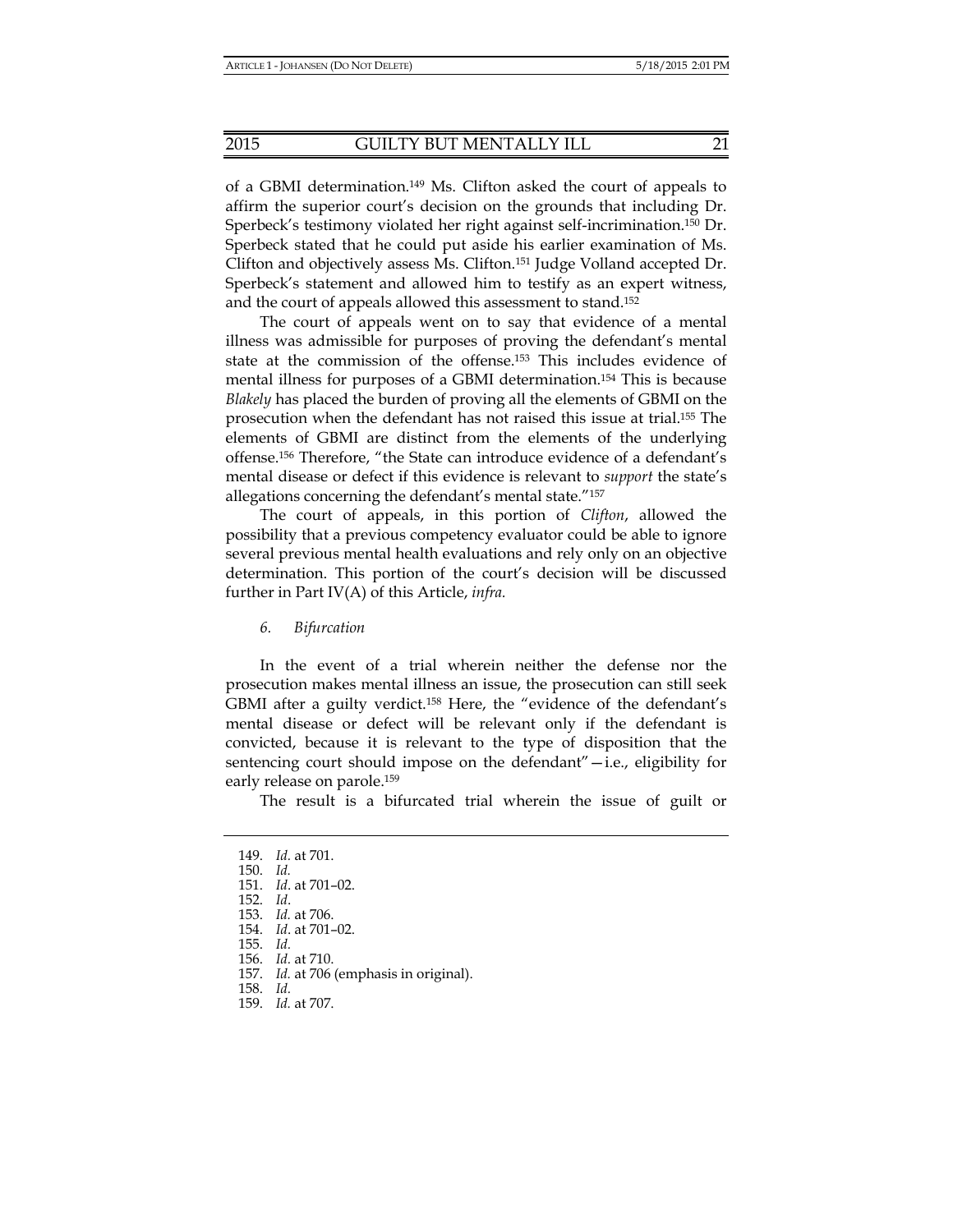of a GBMI determination.[149] Ms. Clifton asked the court of appeals to affirm the superior court's decision on the grounds that including Dr. Sperbeck's testimony violated her right against self-incrimination.[150] Dr. Sperbeck stated that he could put aside his earlier examination of Ms. Clifton and objectively assess Ms. Clifton.[151] Judge Volland accepted Dr. Sperbeck's statement and allowed him to testify as an expert witness, and the court of appeals allowed this assessment to stand.[152]

The court of appeals went on to say that evidence of a mental illness was admissible for purposes of proving the defendant's mental state at the commission of the offense.[153] This includes evidence of mental illness for purposes of a GBMI determination.[154] This is because *Blakely* has placed the burden of proving all the elements of GBMI on the prosecution when the defendant has not raised this issue at trial.[155] The elements of GBMI are distinct from the elements of the underlying offense.[156] Therefore, "the State can introduce evidence of a defendant's mental disease or defect if this evidence is relevant to *support* the state's allegations concerning the defendant's mental state."[157]

The court of appeals, in this portion of *Clifton*, allowed the possibility that a previous competency evaluator could be able to ignore several previous mental health evaluations and rely only on an objective determination. This portion of the court's decision will be discussed further in Part IV(A) of this Article, *infra.*

#### 6. *Bifurcation*

In the event of a trial wherein neither the defense nor the prosecution makes mental illness an issue, the prosecution can still seek GBMI after a guilty verdict.[158] Here, the "evidence of the defendant's mental disease or defect will be relevant only if the defendant is convicted, because it is relevant to the type of disposition that the sentencing court should impose on the defendant"—i.e., eligibility for early release on parole.[159]

The result is a bifurcated trial wherein the issue of guilt or

---

149. *Id.* at 701.
150. *Id.*
151. *Id.* at 701–02.
152. *Id*.
153. *Id.* at 706.
154. *Id*. at 701–02.
155. *Id.*
156. *Id.* at 710.
157. *Id.* at 706 (emphasis in original).
158. *Id.*
159. *Id.* at 707.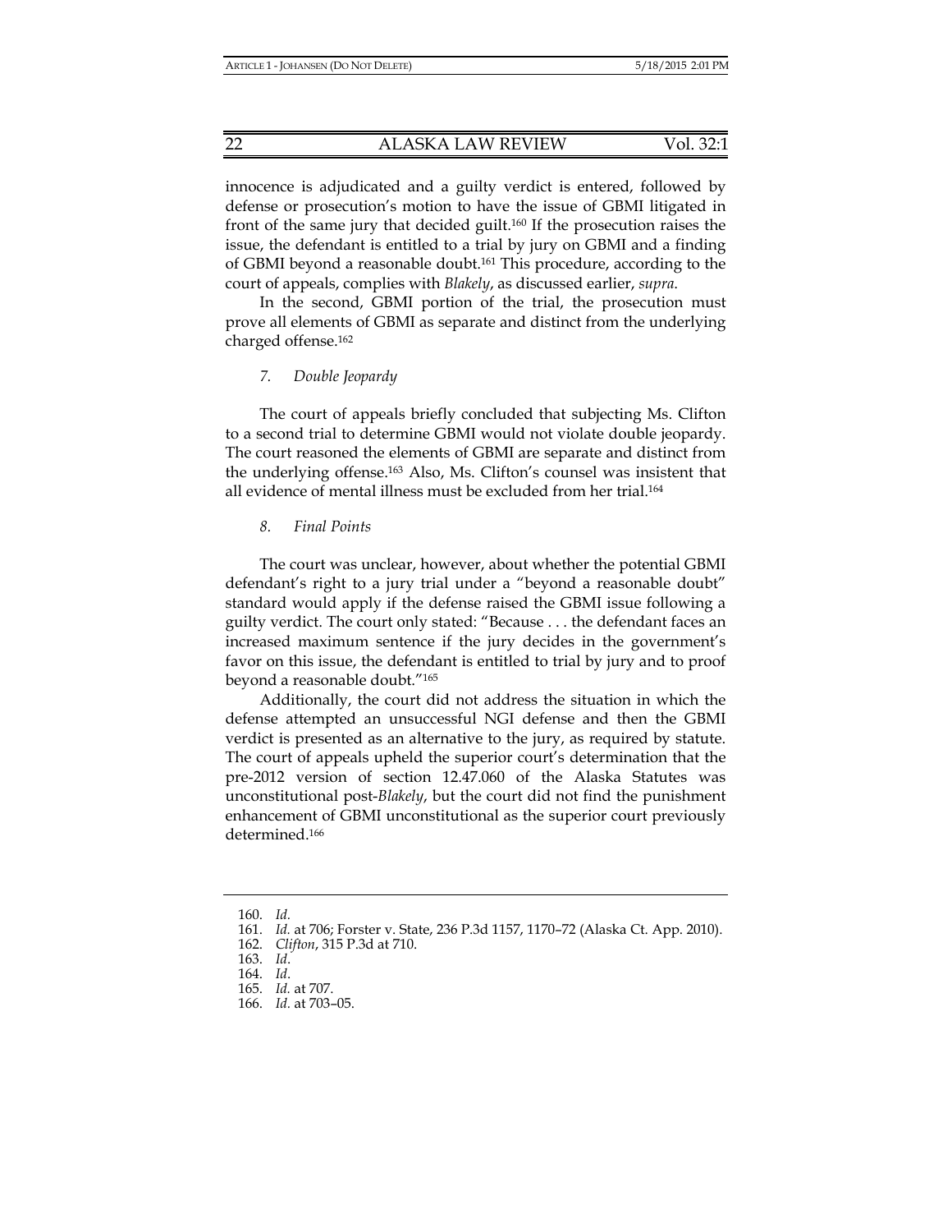innocence is adjudicated and a guilty verdict is entered, followed by defense or prosecution's motion to have the issue of GBMI litigated in front of the same jury that decided guilt.[160] If the prosecution raises the issue, the defendant is entitled to a trial by jury on GBMI and a finding of GBMI beyond a reasonable doubt.[161] This procedure, according to the court of appeals, complies with *Blakely*, as discussed earlier, *supra*.

In the second, GBMI portion of the trial, the prosecution must prove all elements of GBMI as separate and distinct from the underlying charged offense.[162]

### *7. Double Jeopardy*

The court of appeals briefly concluded that subjecting Ms. Clifton to a second trial to determine GBMI would not violate double jeopardy. The court reasoned the elements of GBMI are separate and distinct from the underlying offense.[163] Also, Ms. Clifton's counsel was insistent that all evidence of mental illness must be excluded from her trial.[164]

### *8. Final Points*

The court was unclear, however, about whether the potential GBMI defendant's right to a jury trial under a "beyond a reasonable doubt" standard would apply if the defense raised the GBMI issue following a guilty verdict. The court only stated: "Because . . . the defendant faces an increased maximum sentence if the jury decides in the government's favor on this issue, the defendant is entitled to trial by jury and to proof beyond a reasonable doubt."[165]

Additionally, the court did not address the situation in which the defense attempted an unsuccessful NGI defense and then the GBMI verdict is presented as an alternative to the jury, as required by statute. The court of appeals upheld the superior court's determination that the pre-2012 version of section 12.47.060 of the Alaska Statutes was unconstitutional post-*Blakely*, but the court did not find the punishment enhancement of GBMI unconstitutional as the superior court previously determined.[166]

---

160. *Id.*
161. *Id.* at 706; Forster v. State, 236 P.3d 1157, 1170–72 (Alaska Ct. App. 2010).
162. *Clifton*, 315 P.3d at 710.
163. *Id*.
164. *Id*.
165. *Id.* at 707.
166. *Id*. at 703–05.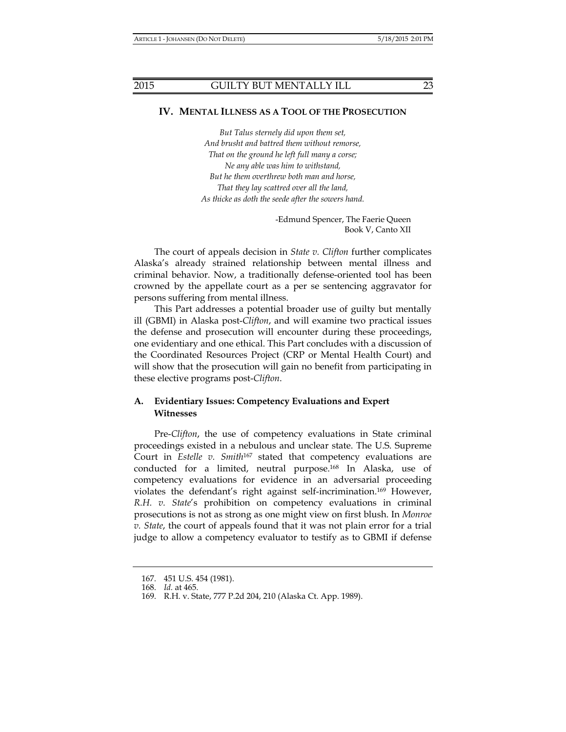## IV. Mental Illness as a Tool of the Prosecution

*But Talus sternely did upon them set,*
*And brusht and battred them without remorse,*
*That on the ground he left full many a corse;*
*Ne any able was him to withstand,*
*But he them overthrew both man and horse,*
*That they lay scattred over all the land,*
*As thicke as doth the seede after the sowers hand.*

-Edmund Spencer, The Faerie Queen
Book V, Canto XII

The court of appeals decision in *State v. Clifton* further complicates Alaska's already strained relationship between mental illness and criminal behavior. Now, a traditionally defense-oriented tool has been crowned by the appellate court as a per se sentencing aggravator for persons suffering from mental illness.

This Part addresses a potential broader use of guilty but mentally ill (GBMI) in Alaska post-*Clifton*, and will examine two practical issues the defense and prosecution will encounter during these proceedings, one evidentiary and one ethical. This Part concludes with a discussion of the Coordinated Resources Project (CRP or Mental Health Court) and will show that the prosecution will gain no benefit from participating in these elective programs post-*Clifton*.

### A. Evidentiary Issues: Competency Evaluations and Expert Witnesses

Pre-*Clifton*, the use of competency evaluations in State criminal proceedings existed in a nebulous and unclear state. The U.S. Supreme Court in *Estelle v. Smith*[167] stated that competency evaluations are conducted for a limited, neutral purpose.[168] In Alaska, use of competency evaluations for evidence in an adversarial proceeding violates the defendant's right against self-incrimination.[169] However, *R.H. v. State*'s prohibition on competency evaluations in criminal prosecutions is not as strong as one might view on first blush. In *Monroe v. State*, the court of appeals found that it was not plain error for a trial judge to allow a competency evaluator to testify as to GBMI if defense

---

167. 451 U.S. 454 (1981).
168. *Id.* at 465.
169. R.H. v. State, 777 P.2d 204, 210 (Alaska Ct. App. 1989).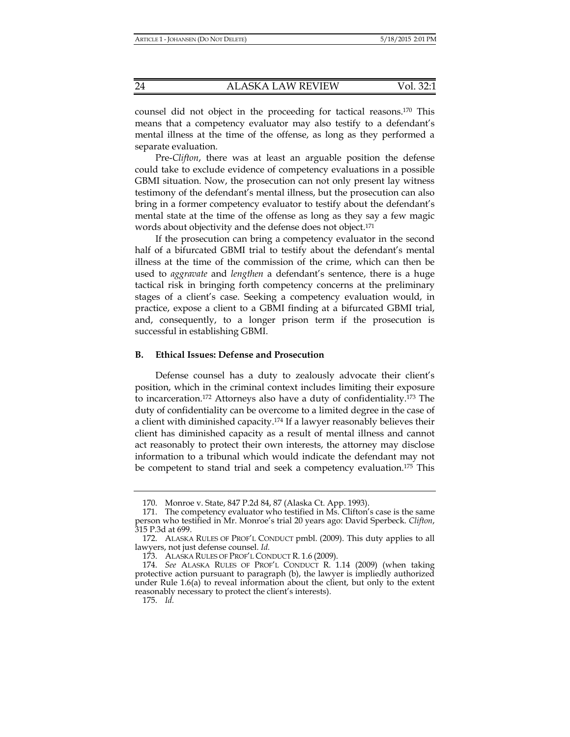counsel did not object in the proceeding for tactical reasons.[170] This means that a competency evaluator may also testify to a defendant's mental illness at the time of the offense, as long as they performed a separate evaluation.

Pre-*Clifton*, there was at least an arguable position the defense could take to exclude evidence of competency evaluations in a possible GBMI situation. Now, the prosecution can not only present lay witness testimony of the defendant's mental illness, but the prosecution can also bring in a former competency evaluator to testify about the defendant's mental state at the time of the offense as long as they say a few magic words about objectivity and the defense does not object.[171]

If the prosecution can bring a competency evaluator in the second half of a bifurcated GBMI trial to testify about the defendant's mental illness at the time of the commission of the crime, which can then be used to *aggravate* and *lengthen* a defendant's sentence, there is a huge tactical risk in bringing forth competency concerns at the preliminary stages of a client's case. Seeking a competency evaluation would, in practice, expose a client to a GBMI finding at a bifurcated GBMI trial, and, consequently, to a longer prison term if the prosecution is successful in establishing GBMI.

### B. Ethical Issues: Defense and Prosecution

Defense counsel has a duty to zealously advocate their client's position, which in the criminal context includes limiting their exposure to incarceration.[172] Attorneys also have a duty of confidentiality.[173] The duty of confidentiality can be overcome to a limited degree in the case of a client with diminished capacity.[174] If a lawyer reasonably believes their client has diminished capacity as a result of mental illness and cannot act reasonably to protect their own interests, the attorney may disclose information to a tribunal which would indicate the defendant may not be competent to stand trial and seek a competency evaluation.[175] This

---

170. Monroe v. State, 847 P.2d 84, 87 (Alaska Ct. App. 1993).

171. The competency evaluator who testified in Ms. Clifton's case is the same person who testified in Mr. Monroe's trial 20 years ago: David Sperbeck. *Clifton*, 315 P.3d at 699.

172. ALASKA RULES OF PROF'L CONDUCT pmbl. (2009). This duty applies to all lawyers, not just defense counsel. *Id.*

173. ALASKA RULES OF PROF'L CONDUCT R. 1.6 (2009).

174. *See* ALASKA RULES OF PROF'L CONDUCT R. 1.14 (2009) (when taking protective action pursuant to paragraph (b), the lawyer is impliedly authorized under Rule 1.6(a) to reveal information about the client, but only to the extent reasonably necessary to protect the client's interests).

175. *Id.*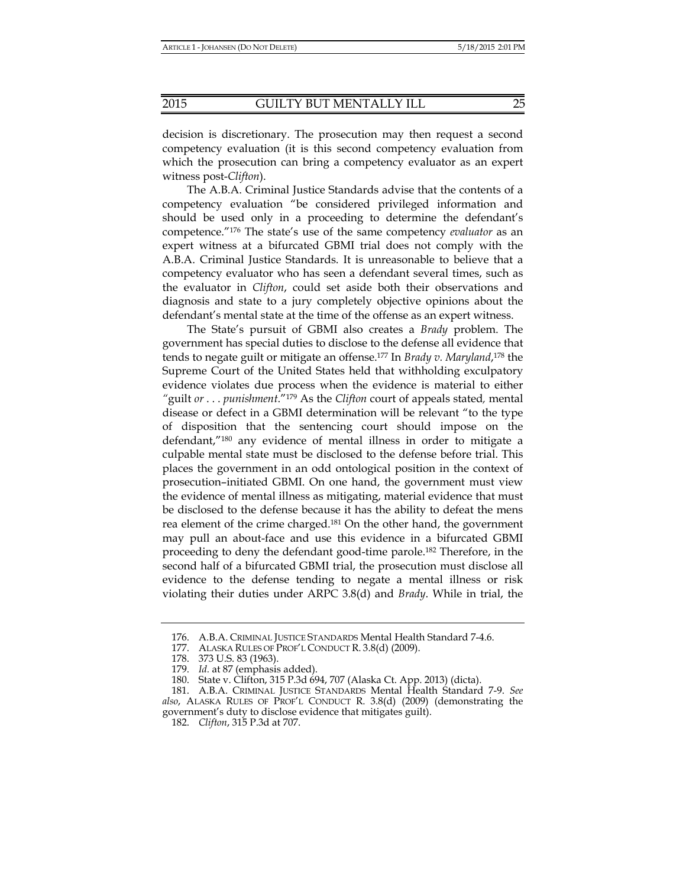decision is discretionary. The prosecution may then request a second competency evaluation (it is this second competency evaluation from which the prosecution can bring a competency evaluator as an expert witness post-*Clifton*).

The A.B.A. Criminal Justice Standards advise that the contents of a competency evaluation "be considered privileged information and should be used only in a proceeding to determine the defendant's competence."[176] The state's use of the same competency *evaluator* as an expert witness at a bifurcated GBMI trial does not comply with the A.B.A. Criminal Justice Standards. It is unreasonable to believe that a competency evaluator who has seen a defendant several times, such as the evaluator in *Clifton*, could set aside both their observations and diagnosis and state to a jury completely objective opinions about the defendant's mental state at the time of the offense as an expert witness.

The State's pursuit of GBMI also creates a *Brady* problem. The government has special duties to disclose to the defense all evidence that tends to negate guilt or mitigate an offense.[177] In *Brady v. Maryland*,[178] the Supreme Court of the United States held that withholding exculpatory evidence violates due process when the evidence is material to either "guilt *or . . . punishment*."[179] As the *Clifton* court of appeals stated, mental disease or defect in a GBMI determination will be relevant "to the type of disposition that the sentencing court should impose on the defendant,"[180] any evidence of mental illness in order to mitigate a culpable mental state must be disclosed to the defense before trial. This places the government in an odd ontological position in the context of prosecution–initiated GBMI. On one hand, the government must view the evidence of mental illness as mitigating, material evidence that must be disclosed to the defense because it has the ability to defeat the mens rea element of the crime charged.[181] On the other hand, the government may pull an about-face and use this evidence in a bifurcated GBMI proceeding to deny the defendant good-time parole.[182] Therefore, in the second half of a bifurcated GBMI trial, the prosecution must disclose all evidence to the defense tending to negate a mental illness or risk violating their duties under ARPC 3.8(d) and *Brady*. While in trial, the

---

176. A.B.A. CRIMINAL JUSTICE STANDARDS Mental Health Standard 7-4.6.

177. ALASKA RULES OF PROF'L CONDUCT R. 3.8(d) (2009).

178. 373 U.S. 83 (1963).

179. *Id.* at 87 (emphasis added).

180. State v. Clifton, 315 P.3d 694, 707 (Alaska Ct. App. 2013) (dicta).

181. A.B.A. CRIMINAL JUSTICE STANDARDS Mental Health Standard 7-9. *See also*, ALASKA RULES OF PROF'L CONDUCT R. 3.8(d) (2009) (demonstrating the government's duty to disclose evidence that mitigates guilt).

182. *Clifton*, 315 P.3d at 707.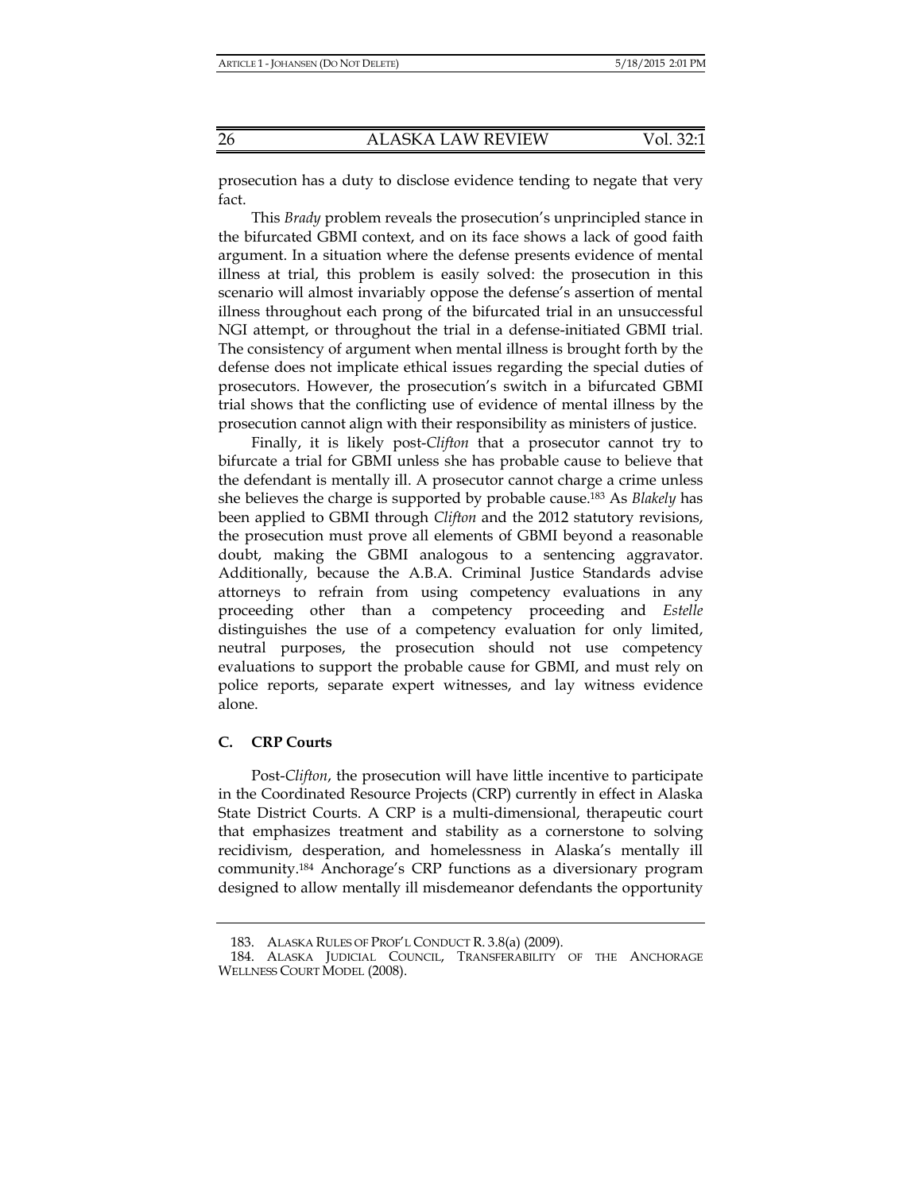prosecution has a duty to disclose evidence tending to negate that very fact.

This *Brady* problem reveals the prosecution's unprincipled stance in the bifurcated GBMI context, and on its face shows a lack of good faith argument. In a situation where the defense presents evidence of mental illness at trial, this problem is easily solved: the prosecution in this scenario will almost invariably oppose the defense's assertion of mental illness throughout each prong of the bifurcated trial in an unsuccessful NGI attempt, or throughout the trial in a defense-initiated GBMI trial. The consistency of argument when mental illness is brought forth by the defense does not implicate ethical issues regarding the special duties of prosecutors. However, the prosecution's switch in a bifurcated GBMI trial shows that the conflicting use of evidence of mental illness by the prosecution cannot align with their responsibility as ministers of justice.

Finally, it is likely post-*Clifton* that a prosecutor cannot try to bifurcate a trial for GBMI unless she has probable cause to believe that the defendant is mentally ill. A prosecutor cannot charge a crime unless she believes the charge is supported by probable cause.[183] As *Blakely* has been applied to GBMI through *Clifton* and the 2012 statutory revisions, the prosecution must prove all elements of GBMI beyond a reasonable doubt, making the GBMI analogous to a sentencing aggravator. Additionally, because the A.B.A. Criminal Justice Standards advise attorneys to refrain from using competency evaluations in any proceeding other than a competency proceeding and *Estelle* distinguishes the use of a competency evaluation for only limited, neutral purposes, the prosecution should not use competency evaluations to support the probable cause for GBMI, and must rely on police reports, separate expert witnesses, and lay witness evidence alone.

### C. CRP Courts

Post-*Clifton*, the prosecution will have little incentive to participate in the Coordinated Resource Projects (CRP) currently in effect in Alaska State District Courts. A CRP is a multi-dimensional, therapeutic court that emphasizes treatment and stability as a cornerstone to solving recidivism, desperation, and homelessness in Alaska's mentally ill community.[184] Anchorage's CRP functions as a diversionary program designed to allow mentally ill misdemeanor defendants the opportunity

---

183. ALASKA RULES OF PROF'L CONDUCT R. 3.8(a) (2009).

184. ALASKA JUDICIAL COUNCIL, TRANSFERABILITY OF THE ANCHORAGE WELLNESS COURT MODEL (2008).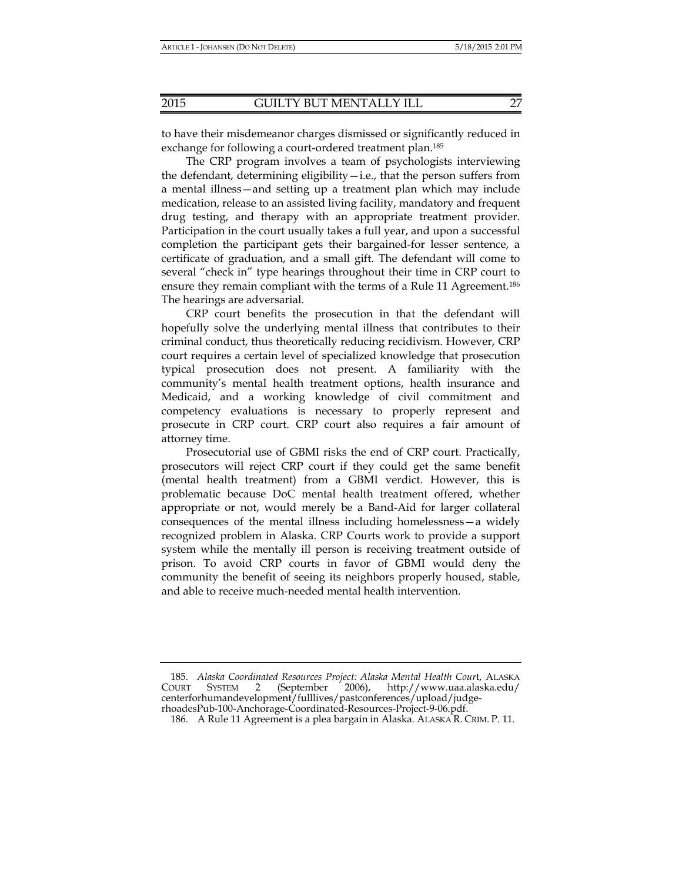to have their misdemeanor charges dismissed or significantly reduced in exchange for following a court-ordered treatment plan.[185]

The CRP program involves a team of psychologists interviewing the defendant, determining eligibility—i.e., that the person suffers from a mental illness—and setting up a treatment plan which may include medication, release to an assisted living facility, mandatory and frequent drug testing, and therapy with an appropriate treatment provider. Participation in the court usually takes a full year, and upon a successful completion the participant gets their bargained-for lesser sentence, a certificate of graduation, and a small gift. The defendant will come to several "check in" type hearings throughout their time in CRP court to ensure they remain compliant with the terms of a Rule 11 Agreement.[186] The hearings are adversarial.

CRP court benefits the prosecution in that the defendant will hopefully solve the underlying mental illness that contributes to their criminal conduct, thus theoretically reducing recidivism. However, CRP court requires a certain level of specialized knowledge that prosecution typical prosecution does not present. A familiarity with the community's mental health treatment options, health insurance and Medicaid, and a working knowledge of civil commitment and competency evaluations is necessary to properly represent and prosecute in CRP court. CRP court also requires a fair amount of attorney time.

Prosecutorial use of GBMI risks the end of CRP court. Practically, prosecutors will reject CRP court if they could get the same benefit (mental health treatment) from a GBMI verdict. However, this is problematic because DoC mental health treatment offered, whether appropriate or not, would merely be a Band-Aid for larger collateral consequences of the mental illness including homelessness—a widely recognized problem in Alaska. CRP Courts work to provide a support system while the mentally ill person is receiving treatment outside of prison. To avoid CRP courts in favor of GBMI would deny the community the benefit of seeing its neighbors properly housed, stable, and able to receive much-needed mental health intervention.

---

185. *Alaska Coordinated Resources Project: Alaska Mental Health Court*, ALASKA COURT SYSTEM 2 (September 2006), http://www.uaa.alaska.edu/centerforhumandevelopment/fulllives/pastconferences/upload/judge-rhoadesPub-100-Anchorage-Coordinated-Resources-Project-9-06.pdf.

186. A Rule 11 Agreement is a plea bargain in Alaska. ALASKA R. CRIM. P. 11.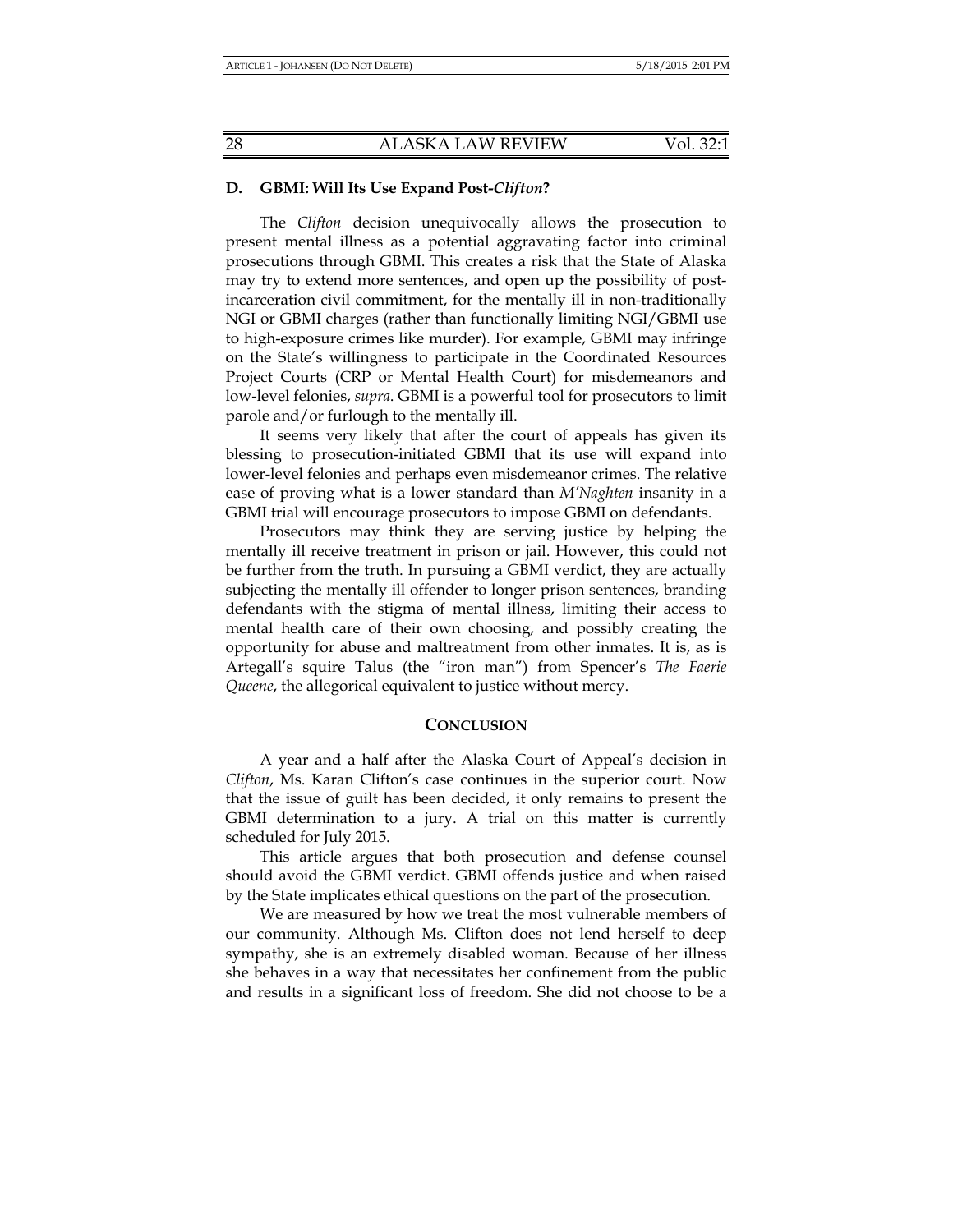### D. GBMI: Will Its Use Expand Post-*Clifton*?

The *Clifton* decision unequivocally allows the prosecution to present mental illness as a potential aggravating factor into criminal prosecutions through GBMI. This creates a risk that the State of Alaska may try to extend more sentences, and open up the possibility of post-incarceration civil commitment, for the mentally ill in non-traditionally NGI or GBMI charges (rather than functionally limiting NGI/GBMI use to high-exposure crimes like murder). For example, GBMI may infringe on the State's willingness to participate in the Coordinated Resources Project Courts (CRP or Mental Health Court) for misdemeanors and low-level felonies, *supra*. GBMI is a powerful tool for prosecutors to limit parole and/or furlough to the mentally ill.

It seems very likely that after the court of appeals has given its blessing to prosecution-initiated GBMI that its use will expand into lower-level felonies and perhaps even misdemeanor crimes. The relative ease of proving what is a lower standard than *M'Naghten* insanity in a GBMI trial will encourage prosecutors to impose GBMI on defendants.

Prosecutors may think they are serving justice by helping the mentally ill receive treatment in prison or jail. However, this could not be further from the truth. In pursuing a GBMI verdict, they are actually subjecting the mentally ill offender to longer prison sentences, branding defendants with the stigma of mental illness, limiting their access to mental health care of their own choosing, and possibly creating the opportunity for abuse and maltreatment from other inmates. It is, as is Artegall's squire Talus (the "iron man") from Spencer's *The Faerie Queene*, the allegorical equivalent to justice without mercy.

## CONCLUSION

A year and a half after the Alaska Court of Appeal's decision in *Clifton*, Ms. Karan Clifton's case continues in the superior court. Now that the issue of guilt has been decided, it only remains to present the GBMI determination to a jury. A trial on this matter is currently scheduled for July 2015.

This article argues that both prosecution and defense counsel should avoid the GBMI verdict. GBMI offends justice and when raised by the State implicates ethical questions on the part of the prosecution.

We are measured by how we treat the most vulnerable members of our community. Although Ms. Clifton does not lend herself to deep sympathy, she is an extremely disabled woman. Because of her illness she behaves in a way that necessitates her confinement from the public and results in a significant loss of freedom. She did not choose to be a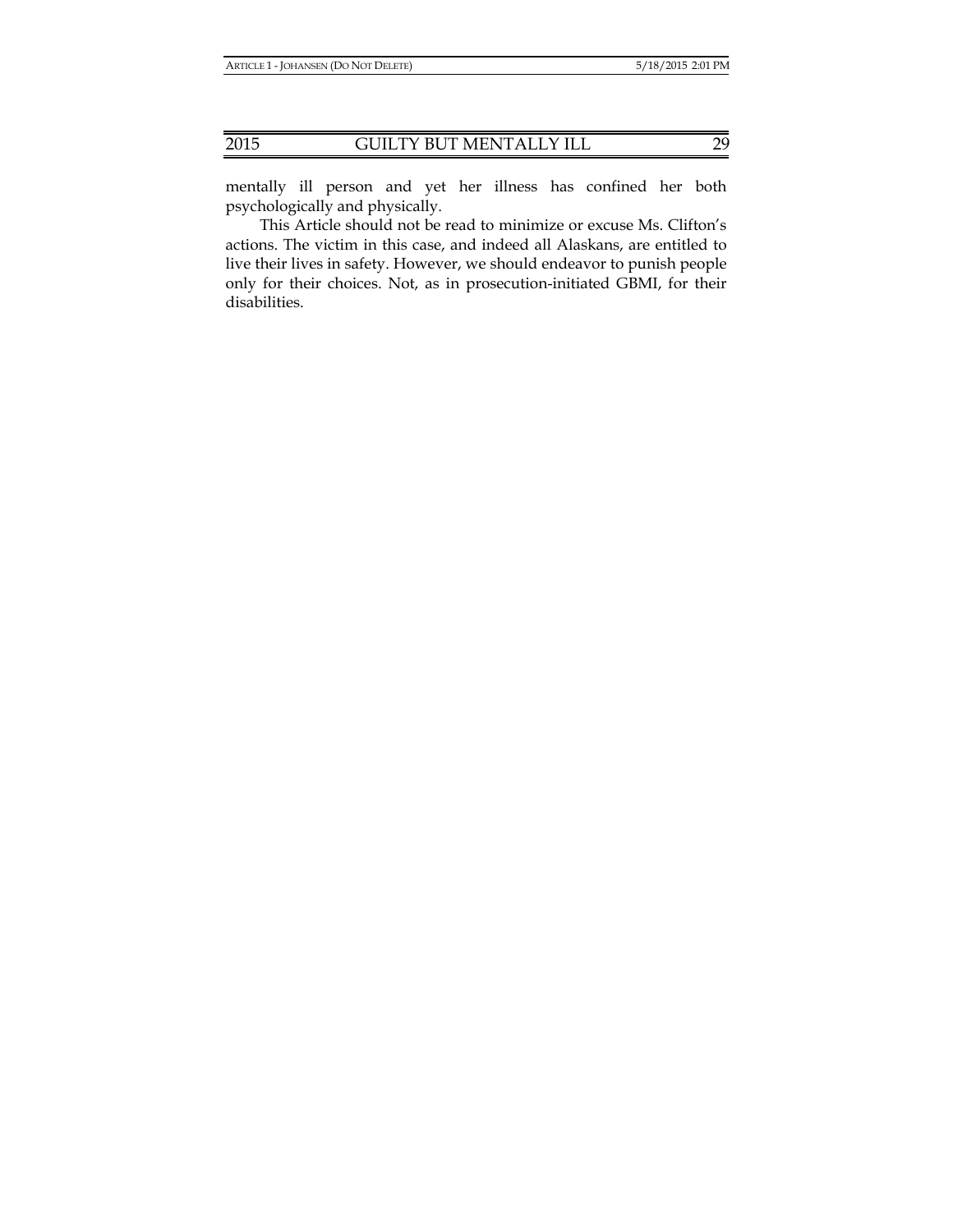mentally ill person and yet her illness has confined her both psychologically and physically.

This Article should not be read to minimize or excuse Ms. Clifton's actions. The victim in this case, and indeed all Alaskans, are entitled to live their lives in safety. However, we should endeavor to punish people only for their choices. Not, as in prosecution-initiated GBMI, for their disabilities.